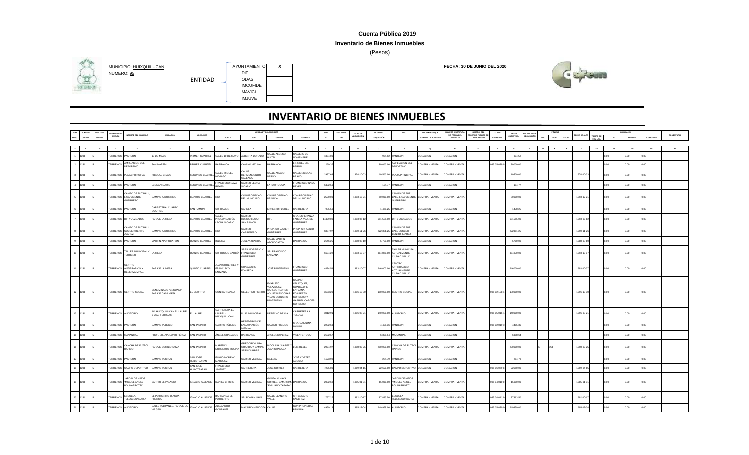**Cuenta Pública 2019**

**Inventario de Bienes Inmuebles**

(Pesos)

MUNICIPIO: HUIXQUILUCAN

NUMERO: 95

ENTIDAD: AYUNTAMIENTO X / DIF / ODAS / IMCUFIDE / MAVICI / IMJUVE

**FECHA: 30 DE JUNIO DEL 2020**

# INVENTARIO DE BIENES INMUEBLES

| NUM. PROG. | NUMERO CUENTA | NUM. SUB CUENTA | NOMBRE DE LA CUENTA | NOMBRE DEL INMUEBLE | UBICACION | LOCALIDAD | MEDIDAS Y COLINDANCIAS NORTE | SUR | ORIENTE | PONIENTE | SUP. M2 | SUP. CONS. M2 | FECHA DE ADQUISICIÓN | VALOR DEL ADQUISICION | USO | DOCUMENTO QUE ACREDITA LA POSESION | NUMERO ESCRITURA Y/O FECHA DEL CONTRATO | NUMERO DEL REGISTRO PUBLICO DE LA PROPIEDAD | CLAVE CATASTRAL | VALOR CATASTRAL | MODALIDAD DE ADQUISICION | PÓLIZAS TIPO | NUM | FECHA | FECHA DE ALTA | TIEMPO DE VIDA UTIL | DEPRECIACION % | MENSUAL | ACUMULADA | COMENTARIO |
|---|---|---|---|---|---|---|---|---|---|---|---|---|---|---|---|---|---|---|---|---|---|---|---|---|---|---|---|---|---|---|
| A | B | C | D | E | F | G | H | I | J | K | L | M | N | O | P | Q | R | S | T | U | V | W | X | Y | Z | AA | AB | AC | AD | AF |
| 1 | 1231 | 5 | TERRENOS | PANTEON | 10 DE MAYO | PRIMER CUARTEL | CALLE 10 DE MAYO | ALBERTA DORADO | CALLE ALONSO HUITZI | CALLE 20 DE NOVIEMBRE | 1854.00 | | | 934.52 | PANTEON | DONACION | DONACION | | | 934.52 | | | | | | | 0.00 | 0.00 | 0.00 | |
| 2 | 1231 | 5 | TERRENOS | AMPLIACION DEL DEPORTIVO | SAN MARTIN | PRIMER CUARTEL | BARRANCA | CAMINO VECINAL | BARRANCA | LT. 6 DEL SR. BERNAL | 1268.37 | | | 80,000.00 | AMPLIACION DEL DEPORTIVO | COMPRA - VENTA | COMPRA - VENTA | | 095 05 028 0 | 80000.00 | | | | | | | 0.00 | 0.00 | 0.00 | |
| 3 | 1231 | 5 | TERRENOS | PLAZA PRINCIPAL | NICOLAS BRAVO | SEGUNDO CUARTEL | CALLE MIGUEL HIDALGO | CALLE HERMENEGILDO GALEANA | CALLE AMADO NERVO | CALLE NICOLAS BRAVO | 2997.68 | | 1974-10-03 | 10,500.00 | PLAZA PRINCIPAL | COMPRA - VENTA | COMPRA - VENTA | | | 10500.00 | | | | | 1974-10-03 | | 0.00 | 0.00 | 0.00 | |
| 4 | 1231 | 5 | TERRENOS | PANTEON | LEONA VICARIO | SEGUNDO CUARTEL | FRANCISCO NAVA REYES | CAMINO LEONA VICARIO | LA PARROQUIA | FRANCISCO NAVA REYES | 6492.50 | | | 196.77 | PANTEON | DONACION | DONACION | | | 196.77 | | | | | | | 0.00 | 0.00 | 0.00 | |
| 5 | 1231 | 5 | TERRENOS | CAMPO DE FUT BALL LIGA VICENTE GUERRERO | CAMINO A DOS RIOS | CUARTO CUARTEL | RIO | CON PROPIEDAD DEL MUNICIPIO | CON PROPIEDAD PRIVADA | CON PROPIEDAD DEL MUNICIPIO | 2500.00 | | 1993-12-21 | 50,000.00 | CAMPO DE FUT BALL LIGA VICENTE GUERRERO | COMPRA - VENTA | COMPRA - VENTA | | | 50000.00 | | | | | 1993-12-21 | | 0.00 | 0.00 | 0.00 | |
| 6 | 1231 | 5 | TERRENOS | PANTEON | CARRETERA, CUARTO CUARTEL | SAN RAMON | SR. RAMON | CAPILLA | ERNESTO FLORES | CARRETERA | 905.50 | | | 1,478.25 | PANTEON | DONACION | DONACION | | | 1478.25 | | | | | | | 0.00 | 0.00 | 0.00 | |
| 7 | 1231 | 5 | TERRENOS | DIF Y JUZGADOS | PARAJE LA MESA | CUARTO CUARTEL | CALLE PROLONGACIÓN LEONA VICARIO | CAMINO HUIXQUILUCAN - SAN RAMON | DIF. | SRA. ESPERANZA FABELA VDA. DE GUTIERREZ | 14479.00 | | 1993-07-12 | 851,555.00 | DIF Y JUZGADOS | COMPRA - VENTA | COMPRA - VENTA | | | 851555.00 | | | | | 1993-07-12 | | 0.00 | 0.00 | 0.00 | |
| 8 | 1231 | 5 | TERRENOS | CAMPO DE FUT BALL SOCCER BENITO JUAREZ | CAMINO A DOS RIOS | CUARTO CUARTEL | RIO | CAMINO CARRETERO | PROP. SR. JAVIER GUTIERREZ | PROP. SR. ABELIO GUTIERREZ | 6857.97 | | 1990-11-26 | 222,381.25 | CAMPO DE FUT BALL SOCCER BENITO JUAREZ | COMPRA - VENTA | COMPRA - VENTA | | | 222381.25 | | | | | 1990-11-26 | | 0.00 | 0.00 | 0.00 | |
| 9 | 1231 | 5 | TERRENOS | PANTEON | MARTIN APOPOCATZIN | QUINTO CUARTEL | IGLESIA | JOSE VIZCARRA | CALLE MARTIN APOPOCATZIN | BARRANCA | 2166.25 | | 1988-08-10 | 5,700.00 | PANTEON | DONACION | DONACION | | | 5700.00 | | | | | 1988-08-10 | | 0.00 | 0.00 | 0.00 | |
| 10 | 1231 | 5 | TERRENOS | TALLER MUNICIPAL Y TERRENO | LA MESA | QUINTO CUARTEL | SR. ROQUE GARCIA | SRES. PORFIRIO Y FRANCISCO GUTIERREZ | SR. FRANCISCO ENTZANA | | 6936.22 | | 1993-10-07 | 364,970.00 | TALLER MUNICIPAL ACTUALMENTE CIUDAD SALUD | COMPRA - VENTA | COMPRA - VENTA | | | 364970.00 | | | | | 1993-10-07 | | 0.00 | 0.00 | 0.00 | |
| 11 | 1231 | 5 | TERRENOS | CENTRO ANTIRRABICO Y RESERVA MPAL. | PARAJE LA MESA | QUINTO CUARTEL | JUAN GUTIERREZ Y FRANCISCO ENTZANA | GUADALUPE FONSECA | JOSE PANTELEÓN | FRANCISCO GUTIERREZ | 4474.54 | | 1993-10-07 | 246,000.00 | CENTRO ANTIRRABICO ACTUALMENTE CIUDAD SALUD | COMPRA - VENTA | COMPRA - VENTA | | | 246000.00 | | | | | 1993-10-07 | | 0.00 | 0.00 | 0.00 | |
| 12 | 1231 | 5 | TERRENOS | CENTRO SOCIAL | DENOMINADO "ENDIANI" PARAJE CASA VIEJA | EL CERRITO | CON BARRANCA | CELESTINO FIERRO | EVARISTO VELAZQUEZ, CARLOS FLORES, AGUSTIN ESCOBAR Y LUIS CORDERO PANTELEON | GABINO VELAZQUEZ, GUADALUPE ENTZANA, EDILBERTO CORDERO Y GABRIEL CARCES CORDERO | 3153.20 | | 1996-10-30 | 180,000.00 | CENTRO SOCIAL | COMPRA - VENTA | COMPRA - VENTA | | 095 02 108 1 | 180000.00 | | | | | 1996-10-30 | | 0.00 | 0.00 | 0.00 | |
| 13 | 1231 | 5 | TERRENOS | AUDITORIO | AV. HUIXQUILUCAN EL LAUREL Y VIAS FERREAS | EL LAUREL | CARRETERA EL LAUREL - HUIXQUILUCAN | D.I.F. MUNICIPAL | DERECHO DE VIA | CARRETERA A TOLUCA | 3012.91 | | 1996-08-21 | 140,000.00 | AUDITORIO | COMPRA - VENTA | COMPRA - VENTA | | 095 06 016 4 | 140000.00 | | | | | 1996-08-21 | | 0.00 | 0.00 | 0.00 | |
| 14 | 1231 | 5 | TERRENOS | PANTEÓN | CAMINO PUBLICO | SAN JACINTO | CAMINO PUBLICO | HEREDEROS DE ENCARNACIÓN MEDINA | CAMINO PUBLICO | SRA. CATALINA MOLINA | 2202.63 | | | 4,405.36 | PANTEÓN | DONACION | DONACION | | 095 02 019 1 | 4405.36 | | | | | | | 0.00 | 0.00 | 0.00 | |
| 15 | 1231 | 5 | TERRENOS | MANANTIAL | PROP. SR. APOLONIO PEREZ | SAN JACINTO | ANGEL GRANADOS | BARRANCA | APOLONIO PEREZ | VICENTE TOVAR | 2132.57 | | | 6,398.64 | MANANTIAL | DONACIÓN | DONACION | | | 6398.64 | | | | | | | 0.00 | 0.00 | 0.00 | |
| 16 | 1231 | 5 | TERRENOS | CANCHA DE FUTBOL RAPIDO | PARAJE DOMBIOTUTZA | SAN JACINTO | MARTIN Y NORBERTO MOLINA | GREGORIO LARA GRANDA Y CAMINO SERVIDUMBRE | NICOLASA JUAREZ Y JUAN GRANADA | LUIS REYES | 2974.97 | | 1998-09-25 | 290,000.00 | CANCHA DE FUTBOL RAPIDO | COMPRA - VENTA | COMPRA - VENTA | | | 290000.00 | | E | 201 | | 1998-09-25 | | 0.00 | 0.00 | 0.00 | |
| 17 | 1231 | 5 | TERRENOS | PANTEON | CAMINO VECINAL | SAN JOSE HUILOTEAPAN | ELISEO MORENO MARQUEZ | CAMINO VECINAL | IGLESIA | JOSE CORTEZ ACOSTA | 1123.98 | | | 284.79 | PANTEON | DONACIÓN | DONACION | | | 284.79 | | | | | | | 0.00 | 0.00 | 0.00 | |
| 18 | 1231 | 5 | TERRENOS | CAMPO DEPORTIVO | CAMINO VECINAL | SAN JOSE HUILOTEAPAN | FRANCISCO JIMÉNEZ | CARRETERA | JOSE CORTEZ | CARRETERA | 7275.00 | | 1989-04-15 | 22,650.00 | CAMPO DEPORTIVO | DONACION | DONACION | | 095 06 078 0 | 22650.00 | | | | | 1989-04-15 | | 0.00 | 0.00 | 0.00 | |
| 19 | 1231 | 5 | TERRENOS | JARDIN DE NIÑOS "MIGUEL ANGEL BOUNARROTTI" | BARRIO EL PALACIO | IGNACIO ALLENDE | DANIEL CHICHO | CAMINO VECINAL | GONZALO NAVA CORTES, CAMI.PRIM. "EMILIANO ZAPATA" | BARRANCA | 2092.68 | | 1985-01-31 | 15,000.00 | JARDIN DE NIÑOS "MIGUEL ANGEL BOUNARROTTI" | COMPRA - VENTA | COMPRA - VENTA | | 095 04 010 0 | 15000.00 | | | | | 1985-01-31 | | 0.00 | 0.00 | 0.00 | |
| 20 | 1231 | 5 | TERRENOS | ESCUELA TELESECUNDARIA | EL POTRERITO O AGUA PUERCA | IGNACIO ALLENDE | BARRANCA EL POTRERITO | SR. ROMAN NAVA | CALLE LEANDRO VALLE | SR. GENARO SÁNCHEZ | 1757.27 | | 1992-10-17 | 87,863.50 | ESCUELA TELESECUNDARIA | COMPRA - VENTA | COMPRA - VENTA | | 095 04 011 0 | 87863.50 | | | | | 1992-10-17 | | 0.00 | 0.00 | 0.00 | |
| 21 | 1231 | 5 | TERRENOS | AUDITORIO | CALLE TULIPANES, PARAJE LA VIRGEN | IGNACIO ALLENDE | ALEJANDRO GONZALEZ | MACARIO MENDOZA | CALLE | CON PROPIEDAD PRIVADA | 4959.18 | | 1995-12-04 | 249,958.00 | AUDITORIO | COMPRA - VENTA | COMPRA - VENTA | | 095 05 030 0 | 249958.00 | | | | | 1995-12-04 | | 0.00 | 0.00 | 0.00 | |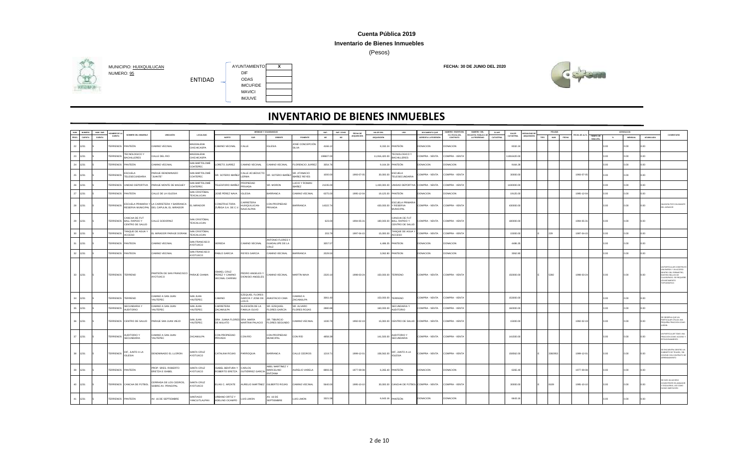**Cuenta Pública 2019**

**Inventario de Bienes Inmuebles**

(Pesos)

MUNICIPIO: HUIXQUILUCAN

NUMERO: 95

ENTIDAD

| | |
|---|---|
| AYUNTAMIENTO | X |
| DIF | |
| ODAS | |
| IMCUFIDE | |
| MAVICI | |
| IMJUVE | |

**FECHA: 30 DE JUNIO DEL 2020**

# INVENTARIO DE BIENES INMUEBLES

| NUM PROG. | NUMERO CUENTA | NUM. SUB CUENTA | NOMBRE DE LA CUENTA | NOMBRE DEL INMUEBLE | UBICACION | LOCALIDAD | MEDIDAS Y COLINDANCIAS NORTE | SUR | ORIENTE | PONIENTE | SUP. M2 | SUP. CONS. M2 | FECHA DE ADQUISICIÓN | VALOR DEL ADQUISICION | USO | DOCUMENTO QUE ACREDITA LA POSESIÓN | NUMERO ESCRITURA Y/O FECHA DEL CONTRATO | NUMERO DEL REGISTRO PUBLICO DE LA PROPIEDAD | CLAVE CATASTRAL | VALOR CATASTRAL | MODALIDAD DE ADQUISICIÓN | PÓLIZAS TIPO | NUM | FECHA | FECHA DE ALTA | TIEMPO DE VIDA UTIL | DEPRECIACION % | MENSUAL | ACUMULADA | COMENTARIO |
|---|---|---|---|---|---|---|---|---|---|---|---|---|---|---|---|---|---|---|---|---|---|---|---|---|---|---|---|---|---|---|
| 22 | 1231 | 5 | TERRENOS | PANTEÓN | CAMINO VECINAL | MAGDALENA CHICHICASPA | CAMINO VECINAL | CALLE | IGLESIA | JOSÉ CONCEPCIÓN SILVA | 4166.12 | | | 8,332.24 | PANTEÓN | DONACION | DONACION | | | 8332.24 | | | | | | | 0.00 | 0.00 | 0.00 | |
| 23 | 1231 | 5 | TERRENOS | TECNOLOGICO Y BACHILLERES | CALLE DEL RIO | MAGDALENA CHICHICASPA | | | | | 198607.00 | | | 11,916,420.00 | TECNOLOGICO Y BACHILLERES | COMPRA - VENTA | COMPRA - VENTA | | | 11916420.00 | | | | | | | 0.00 | 0.00 | 0.00 | |
| 24 | 1231 | 5 | TERRENOS | PANTEÓN | CAMINO VECINAL | SAN BARTOLOMÉ COATEPEC | LORETO JUAREZ | CAMINO VECINAL | CAMINO VECINAL | FLORENCIO JUAREZ | 3054.76 | | | 9,164.28 | PANTEÓN | DONACION | DONACION | | | 9164.28 | | | | | | | 0.00 | 0.00 | 0.00 | |
| 25 | 1231 | 5 | TERRENOS | ESCUELA TELESECUNDARIA | PARAJE DENOMINADO "JUANTE" | SAN BARTOLOMÉ COATEPEC | SR. SOTERO IBAÑEZ | CALLE ACUEDUCTO LERMA | SR. SOTERO IBAÑEZ | SR. ATANACIO IBAÑEZ REYES | 1000.00 | | 1993-07-05 | 30,000.00 | ESCUELA TELESECUNDARIA | COMPRA - VENTA | COMPRA - VENTA | | | 30000.00 | | | | | 1993-07-05 | | 0.00 | 0.00 | 0.00 | |
| 26 | 1231 | 5 | TERRENOS | UNIDAD DEPORTIVA | PARAJE MONTE DE MAGUEY | SAN BARTOLOMÉ COATEPEC | TELESFORO IBAÑEZ | PROPIEDAD PRIVADA | SR. MORON | LUCIO Y ROMAN IBAÑEZ | 21235.00 | | | 1,430,000.00 | UNIDAD DEPORTIVA | COMPRA - VENTA | COMPRA - VENTA | | | 1430000.00 | | | | | | | 0.00 | 0.00 | 0.00 | |
| 27 | 1231 | 5 | TERRENOS | PANTEÓN | CALLE DE LA IGLESIA | SAN CRISTOBAL TEXCALUCAN | JOSÉ PÉREZ NAVA | IGLESIA | BARRANCA | CAMINO VECINAL | 6375.00 | | 1995-12-04 | 19,125.00 | PANTEÓN | DONACION | DONACION | | | 19125.00 | | | | | 1995-12-04 | | 0.00 | 0.00 | 0.00 | |
| 28 | 1231 | 5 | TERRENOS | ESCUELA PRIMARIA Y RESERVA MUNICIPAL | LA CARRETERA Y BARRANCA DEL CAPULIN, EL MIRADOR | EL MIRADOR | CONSTRUCTORA ZUÑIGA S.A. DE C.V. | CARRETERA HUIXQUILUCAN-NAUCALPAN | CON PROPIEDAD PRIVADA | BARRANCA | 14322.74 | | | 430,000.00 | ESCUELA PRIMARIA Y RESERVA MUNICIPAL | COMPRA - VENTA | COMPRA - VENTA | | | 430000.00 | | | | | | | 0.00 | 0.00 | 0.00 | INVASION POR COLINDANTE DEL MIRADOR |
| 29 | 1231 | 5 | TERRENOS | CANCHA DE FUT BALL RAPIDO Y CENTRO DE SALUD | CALLE GODORNIZ | SAN CRISTOBAL TEXCALUCAN | | | | | 623.00 | | 1994-05-31 | 180,000.00 | CANCHA DE FUT BALL RAPIDO Y CENTRO DE SALUD | COMPRA - VENTA | COMPRA - VENTA | | | 180000.00 | | | | | 1994-05-31 | | 0.00 | 0.00 | 0.00 | |
| 30 | 1231 | 5 | TERRENOS | TANQUE DE AGUA Y ACCESO | EL MIRADOR PARAJE DORANI | SAN CRISTOBAL TEXCALUCAN | | | | | 203.78 | | 1997-04-15 | 15,000.00 | TANQUE DE AGUA Y ACCESO | COMPRA - VENTA | COMPRA - VENTA | | | 15000.00 | | E | 229 | | 1997-04-15 | | 0.00 | 0.00 | 0.00 | |
| 31 | 1231 | 5 | TERRENOS | PANTEON | CAMINO VECINAL | SAN FRANCISCO AYOTUXCO | VEREDA | CAMINO VECINAL | ANTONIO FLORES Y GUADALUPE DE LA CRUZ | | 3057.57 | | | 4,486.35 | PANTEÓN | DONACION | DONACION | | | 4486.35 | | | | | | | 0.00 | 0.00 | 0.00 | |
| 32 | 1231 | 5 | TERRENOS | PANTEON | CAMINO VECINAL | SAN FRANCISCO AYOTUXCO | PABLO GARCIA | REYES GARCIA | CAMINO VECINAL | BARRANCA | 3529.50 | | | 3,062.80 | PANTEÓN | DONACION | DONACION | | | 3062.80 | | | | | | | 0.00 | 0.00 | 0.00 | |
| 33 | 1231 | 5 | TERRENOS | TERRENO | PANTEÓN DE SAN FRANCISCO AYOTUXCO | PARAJE CHAMA | ISMAEL CRUZ PEREZ Y CAMINO VECINAL CHIRIMU | PEDRO ANGELES Y DIONISIO ANGELES | CAMINO VECINAL | MARTÍN NAVA | 2320.10 | | 1998-03-24 | 150,000.00 | TERRENO | COMPRA - VENTA | COMPRA - VENTA | | | 150000.00 | | E | 5382 | | 1998-03-24 | | 0.00 | 0.00 | 0.00 | UN PARTICULAR CONSTRUYO UNA BARDA Y UN ACCESO DENTRO DEL PERIMETRO, EXISTEN SELLOS DE CLAUSURADO, SE REQUIERE LEVANTAMIENTO TOPOGRAFICO |
| 34 | 1231 | 5 | TERRENOS | TERRENO | CAMINO A SAN JUAN YAUTEPEC | SAN JUAN YAUTEPEC | CAMINO | EZEQUIEL FLORES GARCIA Y JOSE DE LOS R. | ANASTACIO CIMA | CAMINO A ZACAMULPA | 3861.43 | | | 153,000.00 | TERRENO | COMPRA - VENTA | COMPRA - VENTA | | | 153000.00 | | | | | | | 0.00 | 0.00 | 0.00 | |
| 35 | 1231 | 5 | TERRENOS | SECUNDARIA Y AUDITORIO | CAMINO A SAN JUAN YAUTEPEC | SAN JUAN YAUTEPEC | CARRETERA ZACAMULPA | SUCESION DE LA FAMILIA OLIVO | SR. EZEQUIEL FLORES GARCIA | SR. ALVARO FLORES ROJAS | 2800.00 | | | 160,000.00 | SECUNDARIA Y AUDITORIO | COMPRA - VENTA | COMPRA - VENTA | | | 160000.00 | | | | | | | 0.00 | 0.00 | 0.00 | |
| 36 | 1231 | 5 | TERRENOS | CENTRO DE SALUD | PARAJE SAN JUAN VIEJO | SAN JUAN YAUTEPEC | SRA. JUANA FLORES DE MULATO | SRA. MARÍA MARTINA PALACIO | SR. TIBURCIO FLORES SEGUNDO | CAMINO VECINAL | 1330.78 | | 1992-02-19 | 15,000.00 | CENTRO DE SALUD | COMPRA - VENTA | COMPRA - VENTA | | | 15000.00 | | | | | 1992-02-19 | | 0.00 | 0.00 | 0.00 | SE OBSERVA QUE UN PARTICULAR UTILIZA UNA PEQUEÑA FRACCIÓN COMO JARDIN |
| 37 | 1231 | 5 | TERRENOS | AUDITORIO Y SECUNDARIA | CAMINO A SAN JUAN YAUTEPEC | ZACAMULPA | CON PROPIEDAD PRIVADA | CON RÍO | CON PROPIEDAD MUNICIPAL | CON RÍO | 6858.28 | | | 141,500.00 | AUDITORIO Y SECUNDARIA | COMPRA - VENTA | COMPRA - VENTA | | | 141500.00 | | | | | | | 0.00 | 0.00 | 0.00 | UN PARTICULAR TOMO UNA FRACCION COMO ACCESO Y ESTACIONAMIENTO |
| 38 | 1231 | 5 | TERRENOS | DIF, JUNTO A LA IGLESIA | DENOMINADO EL LLORON | SANTA CRUZ AYOTUXCO | CATALINA ROJAS | PARROQUIA | BARRANCA | CALLE CEDROS | 1219.71 | | 1999-12-01 | 158,562.00 | DIF, JUNTO A LA IGLESIA | COMPRA - VENTA | COMPRA - VENTA | | | 158562.00 | | E | 3382953 | | 1999-12-01 | | 0.00 | 0.00 | 0.00 | SE ENCUENTRA DENTRO UN GUARDIA DE TELMEX, SIN CONTAR CON CONTRATO DE ARRENDAMIENTO |
| 39 | 1231 | 5 | TERRENOS | PANTEÓN | PROP. SRES. ROBERTO ERETZA E ISABEL | SANTA CRUZ AYOTUXCO | ISABEL BENTURA Y ROBERTO ERETZA | CARLOS GUTIERREZ GARCIA | ABEL MARTÍNEZ Y MARCELINO ENTZANA | AURELIO VARELA | 6893.35 | | 1977-09-08 | 6,265.40 | PANTEÓN | DONACION | DONACION | | | 6265.40 | | | | | 1977-09-08 | | 0.00 | 0.00 | 0.00 | |
| 40 | 1231 | 5 | TERRENOS | CANCHA DE FUTBOL | CERRADA DE LOS CEDROS, SOBRE AV. PRINCIPAL | SANTA CRUZ AYOTUXCO | ELIAS C. ARZATE | AURELIO MARTINEZ | GILBERTO ROJAS | CAMINO VECINAL | 5640.00 | | 1995-10-10 | 30,000.00 | CANCHA DE FUTBOL | COMPRA - VENTA | COMPRA - VENTA | | | 30000.00 | | E | 9109 | | 1995-10-10 | | 0.00 | 0.00 | 0.00 | SE HIZO UN ACCESO COLINDANTE EN ANDADOR Y ESCALERAS, ASI COMO CASAS HABITACIÓN |
| 41 | 1231 | 5 | TERRENOS | PANTEÓN | AV. 16 DE SEPTIEMBRE | SANTIAGO YANCUITLALPAN | URBANO ORTIZ Y ADELINO OCAMPO | LUIS LIMON | AV. 16 DE SEPTIEMBRE | LUIS LIMON | 3321.58 | | | 6,643.16 | PANTEÓN | DONACION | DONACION | | | 6643.16 | | | | | | | 0.00 | 0.00 | 0.00 | |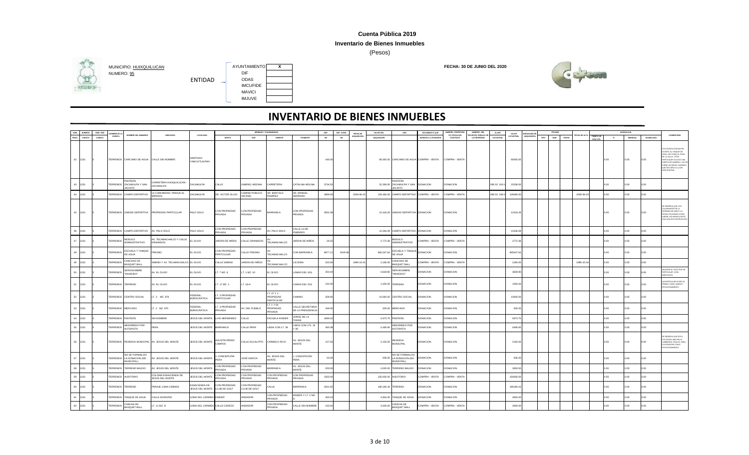**Cuenta Pública 2019**

**Inventario de Bienes Inmuebles**

(Pesos)

MUNICIPIO: HUIXQUILUCAN
NUMERO: 95

ENTIDAD

| | |
|---|---|
| AYUNTAMIENTO | X |
| DIF | |
| ODAS | |
| IMCUFIDE | |
| MAVICI | |
| IMJUVE | |

**FECHA: 30 DE JUNIO DEL 2020**

# INVENTARIO DE BIENES INMUEBLES

| NUM. PROG. | NUMERO CUENTA | NUM. SUB CUENTA | NOMBRE DE LA CUENTA | NOMBRE DEL INMUEBLE | UBICACION | LOCALIDAD | MEDIDAS Y COLINDANCIAS NORTE | SUR | ORIENTE | PONIENTE | SUP. M2 | SUP. CONS. M2 | FECHA DE ADQUISICIÓN | VALOR DEL ADQUISICION | USO | DOCUMENTO QUE ACREDITA LA POSESION | NUMERO ESCRITURA Y/O FECHA DEL CONTRATO | NUMERO DEL REGISTRO PUBLICO DE LA PROPIEDAD | CLAVE CATASTRAL | VALOR CATASTRAL | MODALIDAD DE ADQUISICIÓN | PÓLIZAS TIPO | NUM | FECHA | FECHA DE ALTA | TIEMPO DE VIDA UTIL | DEPRECIACION % | MENSUAL | ACUMULADA | COMENTARIO |
|---|---|---|---|---|---|---|---|---|---|---|---|---|---|---|---|---|---|---|---|---|---|---|---|---|---|---|---|---|---|---|
| 42 | 1231 | 5 | TERRENOS | CARCAMO DE AGUA | CALLE SIN NOMBRE | SANTIAGO YANCUITLALPAN | | | | | 440.00 | | | 80,000.00 | CARCAMO DE AGUA | COMPRA - VENTA | COMPRA - VENTA | | | 80000.00 | | | | | | | 0.00 | 0.00 | 0.00 | COLOCAR PLANTA EN ACCESO AL TANQUE DE AGUA, ASÍ COMO EL PENAL DE LA CALLE. OTRO PARTICULAR COLOCÓ UNA PUERTA DE MADERA Y NO SE PUEDE ACCESAR, AUNENDO QUE NOS ABRA LA LLAVE PARA ENTRAR. |
| 43 | 1231 | 5 | TERRENOS | PANTEON ZACAMULPA Y SAN JACINTO | CARRETERA HUIXQUILUCAN - ZACAMULPA | ZACAMULPA | CALLE | GABRIEL MEDINA | CARRETERA | CATALINA MOLINA | 3734.50 | | | 22,339.00 | PANTEON ZACAMULPA Y SAN JACINTO | DONACION | DONACION | | 095 02 019 1 | 22339.00 | | | | | | | 0.00 | 0.00 | 0.00 | |
| 44 | 1231 | 5 | TERRENOS | CAMPO DEPORTIVO | LA COMUNIDAD, PARAJE EL MIRASOL | ZACAMULPA | SR. VICTOR OLIVO | CAMINO PUBLICO VECINAL | SR. BARTOLO RAMIREZ | SR. MANUEL SERRANO | 3699.00 | | 2006-06-23 | 129,465.00 | CAMPO DEPORTIVO | COMPRA - VENTA | COMPRA - VENTA | | 095 02 048 2 | 129465.00 | | | | | 2006-06-23 | | 0.00 | 0.00 | 0.00 | |
| 45 | 1231 | 5 | TERRENOS | UNIDAD DEPORTIVA | PROPIEDAD PARTICULAR | PALO SOLO | CON PROPIEDAD PRIVADA | CON PROPIEDAD PRIVADA | BARRANCA | CON PROPIEDAD PRIVADA | 3552.00 | | | 12,418.29 | UNIDAD DEPORTIVA | DONACION | DONACION | | | 12418.29 | | | | | | | 0.00 | 0.00 | 0.00 | SE OBSERVA QUE LOS COLINDANTES DE LA CERRADA DE ARBOLES LO ESTÁN UTILIZANDO COMO JARDÍN, ASÍ MISMO EXISTE UNA CASA EN CONSTRUCCIÓN. |
| 46 | 1231 | 5 | TERRENOS | CAMPO DEPORTIVO | AV. PALO SOLO | PALO SOLO | CON PROPIEDAD PRIVADA | CON PROPIEDAD PRIVADA | AV. PALO SOLO | CALLE 14 DE FEBRERO | | | | 12,546.00 | CAMPO DEPORTIVO | DONACION | DONACION | | | 12546.00 | | | | | | | 0.00 | 0.00 | 0.00 | |
| 47 | 1231 | 5 | TERRENOS | MODULO ADMINISTRATIVO | AV. TECAMACHALCO Y CALLE GRANADOS | EL OLIVO | JARDIN DE NIÑOS | CALLE GRANADOS | AV. TECAMACHALCO | JARDIN DE NIÑOS | 29.25 | | | 2,772.36 | MODULO ADMINISTRATIVO | COMPRA - VENTA | COMPRA - VENTA | | | 2772.36 | | | | | | | 0.00 | 0.00 | 0.00 | |
| 48 | 1231 | 5 | TERRENOS | ESCUELA Y TANQUE DE AGUA | FRESNO | EL OLIVO | CON PROPIEDAD PARTICULAR | CALLE FRESNO | AV. TECAMACHALCO | CON BARRANCA | 6977.11 | 4519.66 | | 665,047.64 | ESCUELA Y TANQUE DE AGUA | DONACION | DONACION | | | 665047.64 | | | | | | | 0.00 | 0.00 | 0.00 | |
| 49 | 1231 | 5 | TERRENOS | CANCHAS DE BASQUET BALL | SABINO Y AV. TECAMACHALCO | EL OLIVO | CALLE SABINO | JARDIN DE NIÑOS | AV. TECAMACHALCO | LICONSA | 520.00 | | 1995-10-16 | 2,180.00 | CANCHAS DE BASQUET BALL | COMPRA - VENTA | COMPRA - VENTA | | | 2180.00 | | | | | 1995-10-16 | | 0.00 | 0.00 | 0.00 | |
| 50 | 1231 | 5 | TERRENOS | SERVIDUMBRE "INVADIDO" | AV. EL OLIVO | EL OLIVO | LT. 7 MZ. 6 | LT. 1 MZ. 10 | EL OLIVO | LOMAS DEL SOL | 302.40 | | | 3,628.80 | SERVIDUMBRE "INVADIDO" | DONACION | DONACION | | | 3628.80 | | | | | | | 0.00 | 0.00 | 0.00 | INVASIÓN AL 100% POR UN PARTICULAR. CASA HABITACIÓN. |
| 51 | 1231 | 5 | TERRENOS | TERRENO | AV. EL OLIVO | EL OLIVO | LT. 17 MZ. 1 | LT. 18-A | EL OLIVO | LOMAS DEL SOL | 150.00 | | | 1,000.00 | TERRENO | DONACION | DONACION | | | 1000.00 | | | | | | | 0.00 | 0.00 | 0.00 | UN PARTICULAR OCUPA EL PREDIO COMO JARDÍN Y ESTACIONAMIENTO. |
| 52 | 1231 | 5 | TERRENOS | CENTRO SOCIAL | LT. 2 MZ. 876 | FEDERAL BUROCRATICA | LT. 3 PROPIEDAD PARTICULAR | | LT. 47 Y 1 PROPIEDAD PARTICULAR | CAMINO | 509.95 | | | 10,000.00 | CENTRO SOCIAL | DONACION | DONACION | | | 10000.00 | | | | | | | 0.00 | 0.00 | 0.00 | |
| 53 | 1231 | 5 | TERRENOS | MERCADO | LT. 2 MZ. 875 | FEDERAL BUROCRATICA | LT. 3 PROPIEDAD PRIVADA | AV. DEL PUEBLO | LT. 1 Y 64 PROPIEDAD PRIVADA | CALLE SECRETARIA DE LA PRESIDENCIA | 349.00 | | | 500.00 | MERCADO | DONACION | DONACION | | | 500.00 | | | | | | | 0.00 | 0.00 | 0.00 | |
| 54 | 1231 | 5 | TERRENOS | PANTEON | SIN NOMBRE | JESUS DEL MONTE | LUIS HERNANDEZ | CALLE | ESCUELA KINDER | JORGE DE LA TORRE | 1699.20 | | | 5,973.75 | PANTEON | DONACION | DONACION | | | 5973.75 | | | | | | | 0.00 | 0.00 | 0.00 | |
| 55 | 1231 | 5 | TERRENOS | ABSORBIDO POR AUTOPISTA | PERA | JESUS DEL MONTE | BARRANCA | CALLE PERA | LINDA CON LT. 36 | LINDA CON LTS. 32 Y 39 | 360.30 | | | 5,490.60 | ABSORBIDO POR AUTOPISTA | DONACION | DONACION | | | 5490.60 | | | | | | | 0.00 | 0.00 | 0.00 | |
| 56 | 1231 | 5 | TERRENOS | RESERVA MUNICIPAL | AV. JESUS DEL MONTE | JESUS DEL MONTE | AGUSTIN PEREZ CAMPOS | CALLE EUCALIPTO | CARMELO RICO | AV. JESUS DEL MONTE | 107.50 | | | 2,150.00 | RESERVA MUNICIPAL | DONACION | DONACION | | | 2150.00 | | | | | | | 0.00 | 0.00 | 0.00 | SE OBSERVA QUE ESTÁ COLOCADA UNA MALLA CUBRIENDO TODA EL ÁREA, OCUPÁNDOSE COMO ESTACIONAMIENTO. |
| 57 | 1231 | 5 | TERRENOS | NO SE FORMALIZO LA DONACION (NO MUNICIPAL) | AV. JESUS DEL MONTE | JESUS DEL MONTE | J. CONCEPCIÓN PERA | JOSÉ GARCIA | AV. JESUS DEL MONTE | J. CONCEPCIÓN PERA | 53.00 | | | 636.00 | NO SE FORMALIZO LA DONACION (NO MUNICIPAL) | DONACIÓN | DONACION | | | 636.00 | | | | | | | 0.00 | 0.00 | 0.00 | |
| 58 | 1231 | 5 | TERRENOS | TERRENO BALDIO | AV. JESUS DEL MONTE | JESUS DEL MONTE | CON PROPIEDAD PRIVADA | CON PROPIEDAD PRIVADA | BARRANCA | AV. JESUS DEL MONTE | 200.00 | | | 3,000.00 | TERRENO BALDIO | DONACION | DONACION | | | 3000.00 | | | | | | | 0.00 | 0.00 | 0.00 | |
| 59 | 1231 | 5 | TERRENOS | AUDITORIO | COLONIA EXHACIENDA DE JESUS DEL MONTE | JESUS DEL MONTE | CON PROPIEDAD PRIVADA | CON PROPIEDAD PRIVADA | CON PROPIEDAD PRIVADA | CON PROPIEDAD PRIVADA | 1500.00 | | | 150,000.00 | AUDITORIO | COMPRA - VENTA | COMPRA - VENTA | | | 150000.00 | | | | | | | 0.00 | 0.00 | 0.00 | |
| 60 | 1231 | 5 | TERRENOS | TERRENO | PARAJE LOMA CEBADA | EXHACIENDA DE JESUS DEL MONTE | CON PROPIEDAD CLUB DE GOLF | CON PROPIEDAD CLUB DE GOLF | CALLE | BARRANCA | 2521.92 | | | 180,180.16 | TERRENO | DONACIÓN | DONACION | | | 180180.16 | | | | | | | 0.00 | 0.00 | 0.00 | |
| 61 | 1231 | 5 | TERRENOS | TANQUE DE AGUA | CALLE DURAZNO | LOMA DEL CARMEN | KINDER | ANDADOR | CON PROPIEDAD PRIVADA | KINDER Y LT. 2 MZ. 0 | 450.23 | | | 4,904.00 | TANQUE DE AGUA | DONACION | DONACION | | | 4904.00 | | | | | | | 0.00 | 0.00 | 0.00 | |
| 62 | 1231 | 5 | TERRENOS | CANCHA DE BASQUET BALL | LT. 11 MZ. D | LOMA DEL CARMEN | CALLE CEREZO | ANDADOR | CON PROPIEDAD PRIVADA | CALLE SIN NOMBRE | 150.00 | | | 3,000.00 | CANCHA DE BASQUET BALL | COMPRA - VENTA | COMPRA - VENTA | | | 3000.00 | | | | | | | 0.00 | 0.00 | 0.00 | |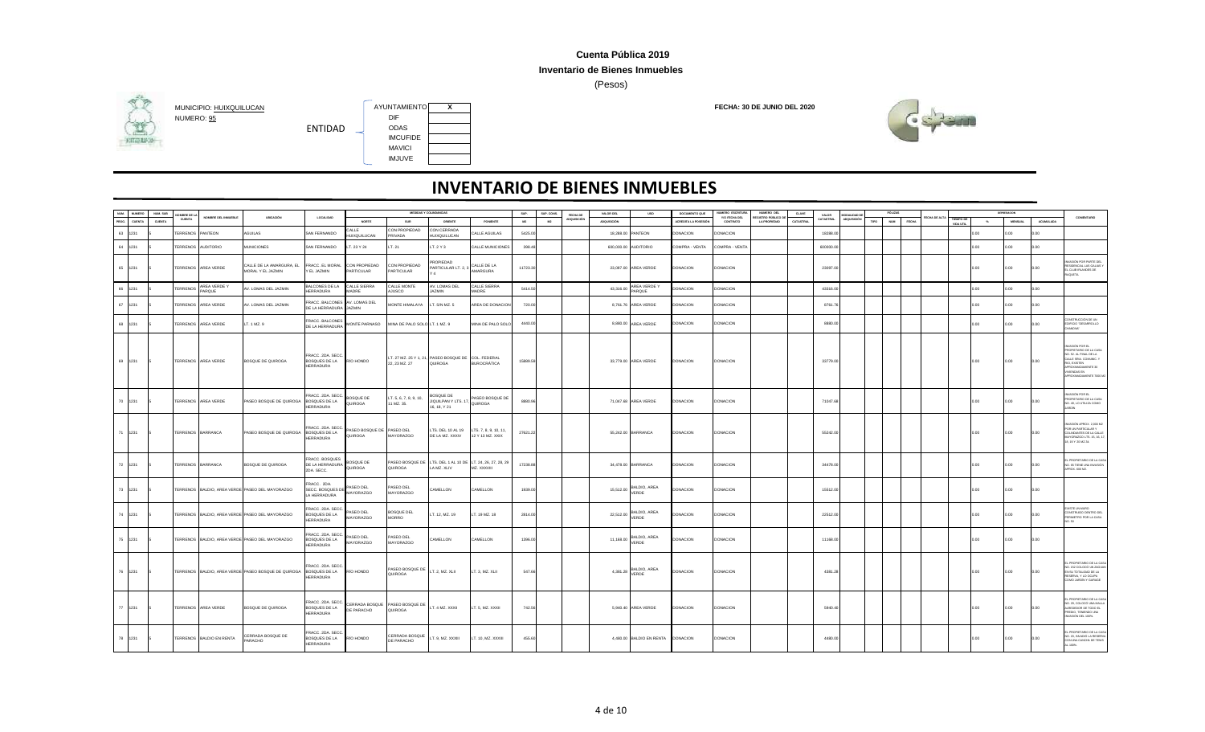**Cuenta Pública 2019**

**Inventario de Bienes Inmuebles**

(Pesos)

MUNICIPIO: HUIXQUILUCAN

NUMERO: 95

ENTIDAD

| | |
|---|---|
| AYUNTAMIENTO | X |
| DIF | |
| ODAS | |
| IMCUFIDE | |
| MAVICI | |
| IMJUVE | |

**FECHA: 30 DE JUNIO DEL 2020**

# INVENTARIO DE BIENES INMUEBLES

| NUM PROG | NUMERO CUENTA | NUM. SUB CUENTA | NOMBRE DE LA CUENTA | NOMBRE DEL INMUEBLE | UBICACION | LOCALIDAD | MEDIDAS Y COLINDANCIAS NORTE | SUR | ORIENTE | PONIENTE | SUP. M2 | SUP. CONS. M2 | FECHA DE ADQUISICION | VALOR DEL ADQUISICION | USO | DOCUMENTO QUE ACREDITA LA POSESION | NUMERO ESCRITURA Y/O FECHA DEL CONTRATO | NUMERO DEL REGISTRO PUBLICO DE LA PROPIEDAD | CLAVE CATASTRAL | VALOR CATASTRAL | MODALIDAD DE ADQUISICION | PÓLIZAS TIPO | NUM | FECHA | FECHA DE ALTA | TIEMPO DE VIDA UTIL | DEPRECIACION % | MENSUAL | ACUMULADA | COMENTARIO |
|---|---|---|---|---|---|---|---|---|---|---|---|---|---|---|---|---|---|---|---|---|---|---|---|---|---|---|---|---|---|---|
| 63 | 1231 | 5 | TERRENOS | PANTEON | AGUILAS | SAN FERNANDO | CALLE HUIXQUILUCAN | CON PROPIEDAD PRIVADA | CON CERRADA HUIXQUILUCAN | CALLE AGUILAS | 5425.00 | | | 18,288.00 | PANTEON | DONACION | DONACION | | | 18288.00 | | | | | | | 0.00 | 0.00 | 0.00 | |
| 64 | 1231 | 5 | TERRENOS | AUDITORIO | MUNICIONES | SAN FERNANDO | LT. 23 Y 24 | LT. 31 | LT. 2 Y 3 | CALLE MUNICIONES | 396.48 | | | 600,000.00 | AUDITORIO | COMPRA - VENTA | COMPRA - VENTA | | | 600000.00 | | | | | | | 0.00 | 0.00 | 0.00 | |
| 65 | 1231 | 5 | TERRENOS | AREA VERDE | CALLE DE LA AMARGURA, EL MORAL Y EL JAZMIN | FRACC. EL MORAL Y EL JAZMIN | CON PROPIEDAD PARTICULAR | CON PROPIEDAD PARTICULAR | PROPIEDAD PARTICULAR LT. 2, 3 Y 4 | CALLE DE LA AMARGURA | 11723.30 | | | 23,097.00 | AREA VERDE | DONACION | DONACION | | | 23097.00 | | | | | | | 0.00 | 0.00 | 0.00 | INVASION POR PARTE DEL RESIDENCIAL LAS GOLVAS Y EL CLUB PILANDES DE RAQUETA |
| 66 | 1231 | 5 | TERRENOS | AREA VERDE Y PARQUE | AV. LOMAS DEL JAZMIN | BALCONES DE LA HERRADURA | CALLE SIERRA MADRE | CALLE MONTE AJUSCO | AV. LOMAS DEL JAZMIN | CALLE SIERRA MADRE | 5414.50 | | | 43,316.00 | AREA VERDE Y PARQUE | DONACION | DONACION | | | 43316.00 | | | | | | | 0.00 | 0.00 | 0.00 | |
| 67 | 1231 | 5 | TERRENOS | AREA VERDE | AV. LOMAS DEL JAZMIN | FRACC. BALCONES DE LA HERRADURA | AV. LOMAS DEL JAZMIN | MONTE HIMALAYA | LT. S/N MZ. 5 | AREA DE DONACION | 720.00 | | | 9,761.76 | AREA VERDE | DONACION | DONACION | | | 9761.76 | | | | | | | 0.00 | 0.00 | 0.00 | |
| 68 | 1231 | 5 | TERRENOS | AREA VERDE | LT. 1 MZ. 9 | FRACC. BALCONES DE LA HERRADURA | MONTE PARNASO | MINA DE PALO SOLO | LT. 1 MZ. 9 | MINA DE PALO SOLO | 4440.00 | | | 8,880.00 | AREA VERDE | DONACION | DONACION | | | 8880.00 | | | | | | | 0.00 | 0.00 | 0.00 | CONSTRUCCIÓN DE UN EDIFICIO "DESARROLLO CHANONE" |
| 69 | 1231 | 5 | TERRENOS | AREA VERDE | BOSQUE DE QUIROGA | FRACC. 2DA. SECC. BOSQUES DE LA HERRADURA | RIO HONDO | LT. 27 MZ. 25 Y 1, 21, 22, 23 MZ. 27 | PASEO BOSQUE DE QUIROGA | COL. FEDERAL BUROCRATICA | 15889.50 | | | 33,779.00 | AREA VERDE | DONACION | DONACION | | | 33779.00 | | | | | | | 0.00 | 0.00 | 0.00 | INVASIÓN POR EL PROPIETARIO DE LA CASA NO. 52 AL FINAL DE LA CALLE SRA. COMUNIC. Y RIO, EXISTEN APROXIMADAMENTE 16 VIVIENDAS EN APROXIMADAMENTE 7000 M2 |
| 70 | 1231 | 5 | TERRENOS | AREA VERDE | PASEO BOSQUE DE QUIROGA | FRACC. 2DA. SECC. BOSQUES DE LA HERRADURA | BOSQUE DE QUIROGA | LT. 5, 6, 7, 8, 9, 10, 11 MZ. 35 | BOSQUE DE JIQUILPAN Y LTS. 17, 16, 18, Y 21 | PASEO BOSQUE DE QUIROGA | 8880.06 | | | 71,047.68 | AREA VERDE | DONACION | DONACION | | | 71047.68 | | | | | | | 0.00 | 0.00 | 0.00 | INVASIÓN POR EL PROPIETARIO DE LA CASA NO. 85, LO UTILIZA COMO JARDIN |
| 71 | 1231 | 5 | TERRENOS | BARRANCA | PASEO BOSQUE DE QUIROGA | FRACC. 2DA. SECC. BOSQUES DE LA HERRADURA | PASEO BOSQUE DE QUIROGA | PASEO DEL MAYORAZGO | LTS. DEL 10 AL 19 DE LA MZ. XXXIV | LTS. 7, 8, 9, 10, 11, 12 Y 13 MZ. XXIX | 27621.22 | | | 55,242.00 | BARRANCA | DONACION | DONACION | | | 55242.00 | | | | | | | 0.00 | 0.00 | 0.00 | INVASIÓN APROX. 2,000 M2 POR LA PARTICULAR Y COLINDANTES DE LA CALLE BOSQUES LTS. 15, 16, 17, 18, 19 Y 20 MZ.34 |
| 72 | 1231 | 5 | TERRENOS | BARRANCA | BOSQUE DE QUIROGA | FRACC. BOSQUES DE LA HERRADURA 2DA. SECC. | BOSQUE DE QUIROGA | PASEO BOSQUE DE QUIROGA | LTS. DEL 1 AL 10 DE LA MZ. XLIV | LT. 24, 26, 27, 28, 29 MZ. XXXVII | 17239.88 | | | 34,478.00 | BARRANCA | DONACION | DONACION | | | 34478.00 | | | | | | | 0.00 | 0.00 | 0.00 | EL PROPIETARIO DE LA CASA NO. 35 TIENE UNA INVASION APROX. 500 M2 |
| 73 | 1231 | 5 | TERRENOS | BALDIO, AREA VERDE | PASEO DEL MAYORAZGO | FRACC. 2DA. SECC. BOSQUES DE LA HERRADURA | PASEO DEL MAYORAZGO | PASEO DEL MAYORAZGO | CAMELLON | CAMELLON | 1939.00 | | | 15,512.00 | BALDIO, AREA VERDE | DONACION | DONACION | | | 15512.00 | | | | | | | 0.00 | 0.00 | 0.00 | |
| 74 | 1231 | 5 | TERRENOS | BALDIO, AREA VERDE | PASEO DEL MAYORAZGO | FRACC. 2DA. SECC. BOSQUES DE LA HERRADURA | PASEO DEL MAYORAZGO | BOSQUE DEL MORRO | LT. 12, MZ. 19 | LT. 19 MZ. 18 | 2814.00 | | | 22,512.00 | BALDIO, AREA VERDE | DONACION | DONACION | | | 22512.00 | | | | | | | 0.00 | 0.00 | 0.00 | EXISTE UN MURO CONSTRUIDO DENTRO DEL PERIMETRO POR LA CASA NO. 50 |
| 75 | 1231 | 5 | TERRENOS | BALDIO, AREA VERDE | PASEO DEL MAYORAZGO | FRACC. 2DA. SECC. BOSQUES DE LA HERRADURA | PASEO DEL MAYORAZGO | PASEO DEL MAYORAZGO | CAMELLON | CAMELLON | 1396.00 | | | 11,168.00 | BALDIO, AREA VERDE | DONACION | DONACION | | | 11168.00 | | | | | | | 0.00 | 0.00 | 0.00 | |
| 76 | 1231 | 5 | TERRENOS | BALDIO, AREA VERDE | PASEO BOSQUE DE QUIROGA | FRACC. 2DA. SECC. BOSQUES DE LA HERRADURA | RIO HONDO | PASEO BOSQUE DE QUIROGA | LT. 2, MZ. XLII | LT. 3, MZ. XLII | 547.66 | | | 4,381.28 | BALDIO, AREA VERDE | DONACION | DONACION | | | 4381.28 | | | | | | | 0.00 | 0.00 | 0.00 | EL PROPIETARIO DE LA CASA NO. 182 COLOCO UN ZAGUAN EN SU TOTALIDAD DE LA RESERVA Y LO OCUPA COMO JARDIN Y GARAGE |
| 77 | 1231 | 5 | TERRENOS | AREA VERDE | BOSQUE DE QUIROGA | FRACC. 2DA. SECC. BOSQUES DE LA HERRADURA | CERRADA BOSQUE DE PARACHO | PASEO BOSQUE DE QUIROGA | LT. 4 MZ. XXXII | LT. 5, MZ. XXXII | 742.50 | | | 5,940.40 | AREA VERDE | DONACION | DONACION | | | 5940.40 | | | | | | | 0.00 | 0.00 | 0.00 | EL PROPIETARIO DE LA CASA NO. 29, COLOCO UNA MALLA ALREDEDOR DE TODO EL PREDIO, TENIENDO UNA INVASION DEL 100% |
| 78 | 1231 | 5 | TERRENOS | BALDIO EN RENTA | CERRADA BOSQUE DE PARACHO | FRACC. 2DA. SECC. BOSQUES DE LA HERRADURA | RIO HONDO | CERRADA BOSQUE DE PARACHO | LT. 9, MZ. XXXIII | LT. 10, MZ. XXXIII | 455.60 | | | 4,480.00 | BALDIO EN RENTA | DONACION | DONACION | | | 4480.00 | | | | | | | 0.00 | 0.00 | 0.00 | EL PROPIETARIO DE LA CASA NO. 25, INVADIO LA RESERVA CON UNA CANCHA DE TENIS AL 100% |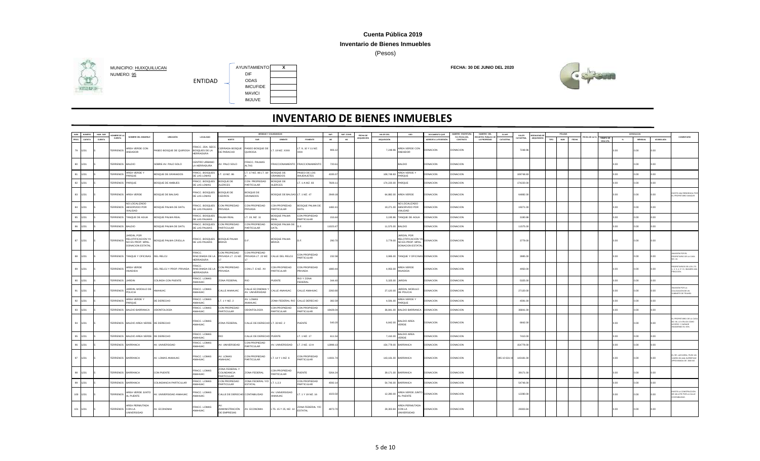**Cuenta Pública 2019**

**Inventario de Bienes Inmuebles**

(Pesos)

MUNICIPIO: HUIXQUILUCAN
NÚMERO: 95

ENTIDAD

| | |
|---|---|
| AYUNTAMIENTO | X |
| DIF | |
| ODAS | |
| IMCUFIDE | |
| MAVICI | |
| IMJUVE | |

**FECHA: 30 DE JUNIO DEL 2020**

# INVENTARIO DE BIENES INMUEBLES

| NUM PROG | NUMERO CUENTA | NUM. SUB CUENTA | NOMBRE DE LA CUENTA | NOMBRE DEL INMUEBLE | UBICACION | LOCALIDAD | MEDIDAS Y COLINDANCIAS NORTE | SUR | ORIENTE | PONIENTE | SUP. M2 | SUP. CONS. M2 | FECHA DE ADQUISICIÓN | VALOR DEL ADQUISICION | USO | DOCUMENTO QUE ACREDITA LA POSESIÓN | NUMERO ESCRITURA Y/O FECHA DEL CONTRATO | NUMERO DEL REGISTRO PUBLICO DE LA PROPIEDAD | CLAVE CATASTRAL | VALOR CATASTRAL | MODALIDAD DE ADQUISICIÓN | PÓLIZAS TIPO | NUM | FECHA | FECHA DE ALTA | TIEMPO DE VIDA UTIL | DEPRECIACION % | MENSUAL | ACUMULADA | COMENTARIO |
|---|---|---|---|---|---|---|---|---|---|---|---|---|---|---|---|---|---|---|---|---|---|---|---|---|---|---|---|---|---|---|
| 79 | 1231 | 5 | TERRENOS | AREA VERDE CON ANDADOR | PASEO BOSQUE DE QUIROGA | FRACC. 2DA. SECC. BOSQUES DE LA HERRADURA | CERRADA BOSQUE DE PARACHO | PASEO BOSQUE DE QUIROGA | LT. 19 MZ. XXXII | LT. 9, 10 Y 11 MZ. XXXI | 906.12 | | | 7,248.96 | AREA VERDE CON ANDADOR | DONACION | DONACION | | | 7248.96 | | | | | | | 0.00 | 0.00 | 0.00 | |
| 80 | 1231 | 5 | TERRENOS | BALDIO | SOBRE AV. PALO SOLO | CENTRO URBANO LA HERRADURA | AV. PALO SOLO | FRACC. PALMAS ALTAS | FRACCIONAMIENTO | FRACCIONAMIENTO | 720.61 | | | | BALDIO | DONACION | DONACION | | | | | | | | | | 0.00 | 0.00 | 0.00 | |
| 81 | 1231 | 5 | TERRENOS | AREA VERDE Y PARQUE | BOSQUE DE GRANADOS | FRACC. BOSQUES DE LAS LOMAS | LT. 13 MZ. 86 | LT. 17 MZ. 96 LT. 18-A | BOSQUE DE GRANADOS | PASEO DE LOS AHUEHUETES | 4335.57 | | | 108,748.93 | AREA VERDE Y PARQUE | DONACION | DONACION | | | 108748.93 | | | | | | | 0.00 | 0.00 | 0.00 | |
| 82 | 1231 | 5 | TERRENOS | PARQUE | BOSQUE DE AMBUES | FRACC. BOSQUES DE LAS LOMAS | BOSQUE DE ALERCES | CON PROPIEDAD PARTICULAR | BOSQUE DE ALERCES | LT. 1-A MZ. 83 | 7828.11 | | | 174,220.00 | PARQUE | DONACION | DONACION | | | 174220.00 | | | | | | | 0.00 | 0.00 | 0.00 | |
| 83 | 1231 | 5 | TERRENOS | AREA VERDE | BOSQUE DE BALSAS | FRACC. BOSQUES DE LAS LOMAS | BOSQUE DE CEDROS | BOSQUE DE GRANADOS | BOSQUE DE BALSAS | LT. 1 MZ. 47 | 2949.18 | | | 64,882.00 | AREA VERDE | DONACION | DONACION | | | 64882.00 | | | | | | | 0.00 | 0.00 | 0.00 | EXISTE UNA RESIDENCIA POR EL PROPIETARIO MANZUR |
| 84 | 1231 | 5 | TERRENOS | NO LOCALIZADO ABSORVIDO POR VIALIDAD | BOSQUE PALMA DE DATIL | FRACC. BOSQUES DE LAS PALMAS | CON PROPIEDAD PRIVADA | CON PROPIEDAD PRIVADA | CON PROPIEDAD PARTICULAR | BOSQUE PALMA DE DATIL | 1482.41 | | | 19,271.00 | NO LOCALIZADO ABSORVIDO POR VIALIDAD | DONACION | DONACION | | | 19271.00 | | | | | | | 0.00 | 0.00 | 0.00 | |
| 85 | 1231 | 5 | TERRENOS | TANQUE DE AGUA | BOSQUE PALMA REAL | FRACC. BOSQUES DE LAS PALMAS | PALMA REAL | LT. 19, MZ. 11 | BOSQUE PALMA REAL | CON PROPIEDAD PARTICULAR | 153.43 | | | 3,190.86 | TANQUE DE AGUA | DONACION | DONACION | | | 3190.86 | | | | | | | 0.00 | 0.00 | 0.00 | |
| 86 | 1231 | 5 | TERRENOS | BALDIO | BOSQUE PALMA DE DATIL | FRACC. BOSQUES DE LAS PALMAS | CON PROPIEDAD PARTICULAR | CON PROPIEDAD PARTICULAR | BOSQUE PALMA DE DATIL | D.F. | 11023.47 | | | 11,575.00 | BALDIO | DONACION | DONACION | | | 11575.00 | | | | | | | 0.00 | 0.00 | 0.00 | |
| 87 | 1231 | 5 | TERRENOS | JARDIN, POR RELOTIFICACION YA NO ES PROP. MPAL. DONACION ESTATAL | BOSQUE PALMA CRIOLLA | FRACC. BOSQUES DE LAS PALMAS | BOSQUE PALMA BRAVA | D.F. | BOSQUE PALMA BRAVA | D.F. | 290.70 | | | 3,779.00 | JARDIN, POR RELOTIFICACION YA NO ES PROP. MPAL. DONACION ESTATAL | DONACION | DONACION | | | 3779.00 | | | | | | | 0.00 | 0.00 | 0.00 | |
| 88 | 1231 | 5 | TERRENOS | TANQUE Y OFICINAS | DEL RELOJ | FRACC. RINCONADA DE LA HERRADURA | CON PROPIEDAD PRIVADA LT. 21 MZ. 17 | CON PROPIEDAD PRIVADA LT. 22 MZ. 17 | CALLE DEL RELOJ | CON PROPIEDAD PARTICULAR | 232.58 | | | 3,985.00 | TANQUE Y OFICINAS | DONACION | DONACION | | | 3985.00 | | | | | | | 0.00 | 0.00 | 0.00 | INVASIÓN POR EL PROPIETARIO DE LA CASA NO. 96 |
| 89 | 1231 | 5 | TERRENOS | AREA VERDE INVADIDA | DEL RELOJ Y PROP. PRIVADA | FRACC. RINCONADA DE LA HERRADURA | CON PROPIEDAD PRIVADA | CON LT. 8 MZ. XV | CON PROPIEDAD PARTICULAR | CON PROPIEDAD PRIVADA | 1880.44 | | | 4,950.00 | AREA VERDE INVADIDA | DONACION | DONACION | | | 4950.00 | | | | | | | 0.00 | 0.00 | 0.00 | PROPIETARIOS DE LOS LTS. 1, 2, 3, 4, 5 Y 6, INVADEN UNA FRACCIÓN |
| 90 | 1231 | 5 | TERRENOS | JARDIN | COLINDA CON PUENTE | FRACC. LOMAS ANAHUAC | ZONA FEDERAL | RIO | PUENTE | RIO Y ZONA FEDERAL | 344.40 | | | 5,335.00 | JARDIN | DONACION | DONACION | | | 5335.00 | | | | | | | 0.00 | 0.00 | 0.00 | |
| 91 | 1231 | 5 | TERRENOS | JARDIN, MODULO DE POLICIA | ANAHUAC | FRACC. LOMAS ANAHUAC | CALLE ANAHUAC | CALLE ECONOMIA Y AV. UNIVERSIDAD | CALLE ANAHUAC | CALLE ANAHUAC | 2260.00 | | | 27,120.00 | JARDIN, MODULO DE POLICIA | DONACION | DONACION | | | 27120.00 | | | | | | | 0.00 | 0.00 | 0.00 | INVASIÓN POR LA COLOCACION DE UN GABINETE DE TELMEX |
| 92 | 1231 | 5 | TERRENOS | AREA VERDE Y PARQUE | DE DERECHO | FRACC. LOMAS ANAHUAC | LT. 1 Y MZ. 2 | AV. LOMAS ANAHUAC | ZONA FEDERAL RIO | CALLE DERECHO | 382.58 | | | 4,591.00 | AREA VERDE Y PARQUE | DONACION | DONACION | | | 4591.00 | | | | | | | 0.00 | 0.00 | 0.00 | |
| 93 | 1231 | 5 | TERRENOS | BALDIO BARRANCA | ODONTOLOGIA | FRACC. LOMAS ANAHUAC | CON PROPIEDAD PARTICULAR | ODONTOLOGÍA | CON PROPIEDAD PARTICULAR | CON PROPIEDAD PARTICULAR | 18620.00 | | | 36,841.00 | BALDIO BARRANCA | DONACION | DONACION | | | 36841.00 | | | | | | | 0.00 | 0.00 | 0.00 | |
| 94 | 1231 | 5 | TERRENOS | BALDIO AREA VERDE | DE DERECHO | FRACC. LOMAS ANAHUAC | ZONA FEDERAL | CALLE DE DERECHO | LT. 32 MZ. 2 | PUENTE | 540.20 | | | 6,842.00 | BALDIO AREA VERDE | DONACION | DONACION | | | 6842.00 | | | | | | | 0.00 | 0.00 | 0.00 | EL PROPIETARIO DE LA CASA NO. 68, LO UTILIZA COMO ACCESO Y ESPACIO INVADIENDO EL 50% |
| 95 | 1231 | 5 | TERRENOS | BALDIO AREA VERDE | DE DERECHO | FRACC. LOMAS ANAHUAC | RIO | CALLE DE DERECHO | PUENTE | LT. 1 MZ. 17 | 611.54 | | | 7,410.00 | BALDIO AREA VERDE | DONACION | DONACION | | | 7410.00 | | | | | | | 0.00 | 0.00 | 0.00 | |
| 96 | 1231 | 5 | TERRENOS | BARRANCA | AV. UNIVERSIDAD | FRACC. LOMAS ANAHUAC | AV. UNIVERSIDAD | CON PROPIEDAD PARTICULAR | AV. UNIVERSIDAD | LT. 2 MZ. 13 H | 12890.13 | | | 154,778.00 | BARRANCA | DONACION | DONACION | | | 154778.00 | | | | | | | 0.00 | 0.00 | 0.00 | |
| 97 | 1231 | 5 | TERRENOS | BARRANCA | AV. LOMAS ANAHUAC | FRACC. LOMAS ANAHUAC | AV. LOMAS ANAHUAC | CON PROPIEDAD PARTICULAR | LT. 14 Y 1 MZ. 6 | CON PROPIEDAD PARTICULAR | 11931.74 | | | 143,181.00 | BARRANCA | DONACION | DONACION | | 095 10 631 0 | 143181.00 | | | | | | | 0.00 | 0.00 | 0.00 | EL SR. LUIS MESA, PUSO SU ACERO EN UNA SUPERFICIE APROXIMADA DE 2000 M2 |
| 98 | 1231 | 5 | TERRENOS | BARRANCA | CON PUENTE | FRACC. LOMAS ANAHUAC | ZONA FEDERAL Y COLINDANCIA PARTICULAR | ZONA FEDERAL | CON PROPIEDAD PARTICULAR | PUENTE | 3264.24 | | | 39,171.00 | BARRANCA | DONACION | DONACION | | | 39171.00 | | | | | | | 0.00 | 0.00 | 0.00 | |
| 99 | 1231 | 5 | TERRENOS | BARRANCA | COLINDANCIA PARTICULAR | FRACC. LOMAS ANAHUAC | CON PROPIEDAD PARTICULAR | ZONA FEDERAL Y/O ESTATAL | LT. 1,2,3 | CON PROPIEDAD PARTICULAR | 4592.14 | | | 54,746.00 | BARRANCA | DONACION | DONACION | | | 54746.00 | | | | | | | 0.00 | 0.00 | 0.00 | |
| 100 | 1231 | 5 | TERRENOS | AREA VERDE JUNTO AL PUENTE | AV. UNIVERSIDAD ANAHUAC | FRACC. LOMAS ANAHUAC | CALLE DE DERECHO | CONTABILIDAD | AV. UNIVERSIDAD ANAHUAC | LT. 1 Y 19 MZ. 16 | 1023.50 | | | 12,280.00 | AREA VERDE JUNTO AL PUENTE | DONACION | DONACION | | | 12280.00 | | | | | | | 0.00 | 0.00 | 0.00 | EXISTE LA CONSTRUCCIÓN DE UN LOTE POR LA CALLE CONTABILIDAD |
| 101 | 1231 | 5 | TERRENOS | AREA PERMUTADA CON LA UNIVERSIDAD | AV. ECONOMIA | FRACC. LOMAS ANAHUAC | AV. ADMINISTRACIÓN DE EMPRESAS | AV. ECONOMIA | LTS. 15 Y 16, MZ. 14 | ZONA FEDERAL Y/O ESTATAL | 4873.70 | | | 26,303.84 | AREA PERMUTADA CON LA UNIVERSIDAD | DONACION | DONACION | | | 26303.84 | | | | | | | 0.00 | 0.00 | 0.00 | |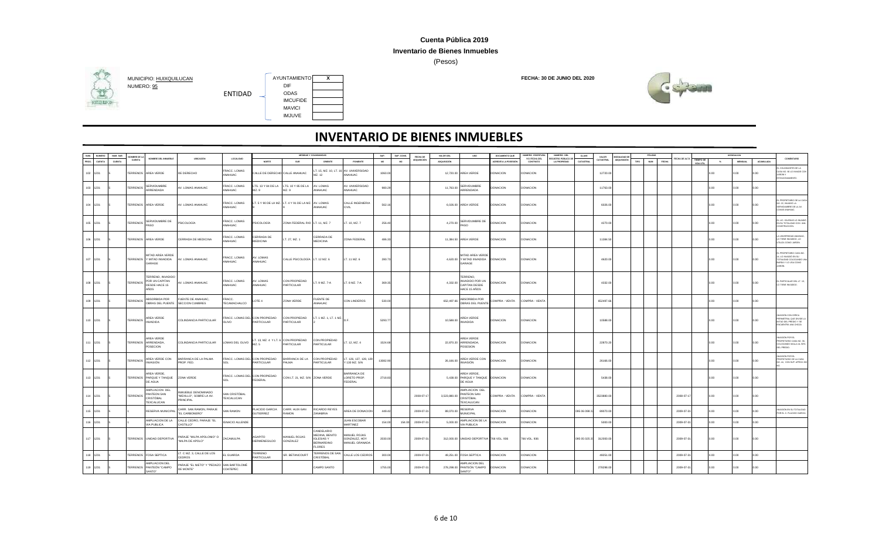**Cuenta Pública 2019**

**Inventario de Bienes Inmuebles**

(Pesos)

MUNICIPIO: HUIXQUILUCAN

NUMERO: 95

ENTIDAD

| | |
|---|---|
| AYUNTAMIENTO | X |
| DIF | |
| ODAS | |
| IMCUFIDE | |
| MAVICI | |
| IMJUVE | |

**FECHA: 30 DE JUNIO DEL 2020**

# INVENTARIO DE BIENES INMUEBLES

| NUM PROG | NUMERO CUENTA | NUM. SUB CUENTA | NOMBRE DE LA CUENTA | NOMBRE DEL INMUEBLE | UBICACION | LOCALIDAD | MEDIDAS Y COLINDANCIAS NORTE | SUR | ORIENTE | PONIENTE | SUP. M2 | SUP. CONS. M2 | FECHA DE ADQUISICION | VALOR DEL ADQUISICION | USO | DOCUMENTO QUE ACREDITA LA POSESION | NUMERO ESCRITURA Y/O FECHA DEL CONTRATO | NUMERO DEL REGISTRO PUBLICO DE LA PROPIEDAD | CLAVE CATASTRAL | VALOR CATASTRAL | MODALIDAD DE ADQUISICION | PÓLIZAS TIPO | NUM | FECHA | FECHA DE ALTA | TIEMPO DE VIDA UTIL | DEPRECIACION % | MENSUAL | ACUMULADA | COMENTARIO |
|---|---|---|---|---|---|---|---|---|---|---|---|---|---|---|---|---|---|---|---|---|---|---|---|---|---|---|---|---|---|---|
| 102 | 1231 | 5 | TERRENOS | AREA VERDE | DE DERECHO | FRACC. LOMAS ANAHUAC | CALLE DE DERECHO | CALLE ANAHUAC | LT. 15, MZ. 10, LT. 16 MZ. 12 | AV. UNIVERSIDAD ANAHUAC | 1060.00 | | | 12,720.00 | AREA VERDE | DONACION | DONACION | | | 12720.00 | | | | | | | 0.00 | 0.00 | 0.00 | EL COLINDANTE DE LA CASA NO. 35 LO INVADE CON JARDIN Y ESTACIONAMIENTO. |
| 103 | 1231 | 5 | TERRENOS | SERVIDUMBRE ARRENDADA | AV. LOMAS ANAHUAC | FRACC. LOMAS ANAHUAC | LTS. 13 Y 08 DE LA MZ. 9 | LTS. 10 Y 05 DE LA MZ. 9 | AV. LOMAS ANAHUAC | AV. UNIVERSIDAD ANAHUAC | 980.29 | | | 11,763.00 | SERVIDUMBRE ARRENDADA | DONACION | DONACION | | | 11763.00 | | | | | | | 0.00 | 0.00 | 0.00 | |
| 104 | 1231 | 5 | TERRENOS | AREA VERDE | AV. LOMAS ANAHUAC | FRACC. LOMAS ANAHUAC | LT. 5 Y 80 DE LA MZ. 9 | LT. 4 Y 91 DE LA MZ. 9 | AV. LOMAS ANAHUAC | CALLE INGENIERIA CIVIL | 502.16 | | | 6,026.00 | AREA VERDE | DONACION | DONACION | | | 6026.00 | | | | | | | 0.00 | 0.00 | 0.00 | EL PROPIETARIO DE LA CASA NO. 22, INVADIÓ LA SERVIDUMBRE DE LA 24 LOMAS ANAHUAC. |
| 105 | 1231 | 5 | TERRENOS | SERVIDUMBRE DE PASO | PSICOLOGÍA | FRACC. LOMAS ANAHUAC | PSICOLOGIA | ZONA FEDERAL RIO | LT. 11, MZ. 7 | LT. 10, MZ. 7 | 256.40 | | | 4,270.00 | SERVIDUMBRE DE PASO | DONACION | DONACION | | | 4270.00 | | | | | | | 0.00 | 0.00 | 0.00 | EL LIC. IGLESIAS LO INVADIÓ EN SU TOTALIDAD CON UNA CONSTRUCCIÓN. |
| 106 | 1231 | 5 | TERRENOS | AREA VERDE | CERRADA DE MEDICINA | FRACC. LOMAS ANAHUAC | CERRADA DE MEDICINA | LT. 27, MZ. 1 | CERRADA DE MEDICINA | ZONA FEDERAL | 495.33 | | | 11,384.50 | AREA VERDE | DONACION | DONACION | | | 11384.50 | | | | | | | 0.00 | 0.00 | 0.00 | LA UNIVERSIDAD ANAHUAC LO TIENE INVADIDO, LO UTILIZA COMO JARDIN. |
| 107 | 1231 | 5 | TERRENOS | MITAD AREA VERDE Y MITAD INVADIDA GARAGE | AV. LOMAS ANAHUAC | FRACC. LOMAS ANAHUAC | AV. LOMAS ANAHUAC | CALLE PSICOLOGÍA | LT. 12 MZ. 6 | LT. 11 MZ. 6 | 280.73 | | | 4,620.00 | MITAD AREA VERDE Y MITAD INVADIDA GARAGE | DONACION | DONACION | | | 4620.00 | | | | | | | 0.00 | 0.00 | 0.00 | EL PROPIETARIO CASA NO. 14, LO INVADIÓ EN SU TOTALIDAD COLOCANDO UNA REJA Y LO USA COMO JARDIN. |
| 108 | 1231 | 5 | TERRENOS | TERRENO, INVADIDO POR UN CAPITAN DESDE HACE 15 AÑOS | AV. LOMAS ANAHUAC | FRACC. LOMAS ANAHUAC | AV. LOMAS ANAHUAC | CON PROPIEDAD PARTICULAR | LT. 9 MZ. 7-A | LT. 8 MZ. 7-A | 360.35 | | | 4,332.00 | TERRENO, INVADIDO POR UN CAPITAN DESDE HACE 15 AÑOS | DONACION | DONACION | | | 4332.00 | | | | | | | 0.00 | 0.00 | 0.00 | EL PARTICULAR DEL LT. 13 LO TIENE INVADIDO. |
| 109 | 1231 | 5 | TERRENOS | ABSORBIDA POR OBRAS DEL PUENTE | FUENTE DE ANAHUAC, SECCION CUMBRES | FRACC. TECAMACHALCO | LOTE 4 | ZONA VERDE | FUENTE DE ANAHUAC | CON LINDEROS | 530.00 | | | 652,497.66 | ABSORBIDA POR OBRAS DEL PUENTE | COMPRA - VENTA | COMPRA - VENTA | | | 652497.66 | | | | | | | 0.00 | 0.00 | 0.00 | |
| 110 | 1231 | 5 | TERRENOS | AREA VERDE INVADIDA | COLINDANCIA PARTICULAR | FRACC. LOMAS DEL OLIVO | CON PROPIEDAD PARTICULAR | CON PROPIEDAD PARTICULAR | LT. 1 MZ. 1, LT. 1 MZ. 2 | D.F. | 5260.77 | | | 10,588.00 | AREA VERDE INVADIDA | DONACION | DONACION | | | 10588.00 | | | | | | | 0.00 | 0.00 | 0.00 | INVASIÓN CON CERCA PERIMETRAL QUE DIVIDE LA MITAD DEL PREDIO Y SE ENCUENTRA UNA CHOZA. |
| 111 | 1231 | 5 | TERRENOS | AREA VERDE ARRENDADA, POSECION | COLINDANCIA PARTICULAR | LOMAS DEL OLIVO | LT. 13, MZ. 4 Y LT. 6 MZ. 5 | CON PROPIEDAD PARTICULAR | CON PROPIEDAD PARTICULAR | LT. 12, MZ. 4 | 1524.68 | | | 22,870.20 | AREA VERDE ARRENDADA, POSESION | DONACION | DONACION | | | 22870.20 | | | | | | | 0.00 | 0.00 | 0.00 | INVASIÓN POR EL PROPIETARIO CASA NO. 18, COLOCANDO MALLA AL 50% DEL PREDIO. |
| 112 | 1231 | 5 | TERRENOS | AREA VERDE CON INVASIÓN | BARRANCA DE LA PALMA PROP. FED. | FRACC. LOMAS DEL SOL | CON PROPIEDAD PARTICULAR | BARRANCA DE LA PALMA | CON PROPIEDAD PARTICULAR | LT. 126, 127, 128, 129 Y 130 MZ. S/N | 13992.90 | | | 26,166.00 | AREA VERDE CON INVASIÓN | DONACION | DONACION | | | 26166.00 | | | | | | | 0.00 | 0.00 | 0.00 | INVASIÓN POR EL PROPIETARIO DE LA CASA NO. 44, CON SUP. APROX 300 M2. |
| 113 | 1231 | 5 | TERRENOS | AREA VERDE, PARQUE Y TANQUE DE AGUA | ZONA VERDE | FRACC. LOMAS DEL SOL | CON PROPIEDAD FEDERAL | CON LT. 31, MZ. S/N | ZONA VERDE | BARRANCA DE LORETO PROP. FEDERAL | 2719.83 | | | 5,438.00 | AREA VERDE, PARQUE Y TANQUE DE AGUA | DONACION | DONACION | | | 5438.00 | | | | | | | 0.00 | 0.00 | 0.00 | |
| 114 | 1231 | 5 | TERRENOS | AMPLIACION DEL PANTEON SAN CRISTOBAL TEXCALUCAN | INMUEBLE DENOMINADO "MEXILLO", SOBRE LA AV. PRINCIPAL | SAN CRISTÓBAL TEXCALUCAN | | | | | | | 2009-07-17 | 3,523,880.00 | AMPLIACION DEL PANTEON SAN CRISTOBAL TEXCALUCAN | COMPRA - VENTA | COMPRA - VENTA | | | 3523880.00 | | | | | 2009-07-17 | | 0.00 | 0.00 | 0.00 | |
| 115 | 1231 | 5 | 1 | RESERVA MUNICIPAL | CARR. SAN RAMON, PARAJE "EL CARBONERO" | SAN RAMON | PLACIDO GARCIA GUTIERREZ | CARR. HUIX-SAN RAMON | RICARDO REYES ZANABRIA | AREA DE DONACION | 449.42 | | 2009-07-31 | 89,070.00 | RESERVA MUNICIPAL | DONACION | DONACION | | 095 06 098 2 | 89070.00 | | | | | 2009-07-31 | | 0.00 | 0.00 | 0.00 | INVASIÓN EN SU TOTALIDAD POR EL C. PLACIDO GARCIA. |
| 116 | 1231 | 5 | 1 | AMPLIACION DE LA VIA PUBLICA | CALLE CEDRO, PARAJE "EL CASTILLO" | IGNACIO ALLENDE | | | | JUAN ESCOBAR MARTINEZ | 154.00 | 154.00 | 2009-07-31 | 5,000.00 | AMPLIACION DE LA VIA PUBLICA | DONACION | DONACION | | | 5000.00 | | | | | 2009-07-31 | | 0.00 | 0.00 | 0.00 | |
| 117 | 1231 | 5 | TERRENOS | UNIDAD DEPORTIVA | PARAJE "MILPA APOLONIO" O "MILPA DE APOLO" | ZACAMULPA | AGAPITO HERMENEGILDO | MANUEL ROJAS GONZALEZ | CANDELARIO MEDINA, BENITO IGLESIAS Y BERNARDINO FLORES | MANUEL ROJAS GONZALEZ, HOY MANUEL GRANADA | 3530.00 | | 2009-07-31 | 312,000.00 | UNIDAD DEPORTIVA | 768 VOL. 996 | 766 VOL. 806 | | 095 05 025 2 | 312000.00 | | | | | 2009-07-31 | | 0.00 | 0.00 | 0.00 | |
| 118 | 1231 | 5 | TERRENOS | FOSA SEPTICA | LT. C MZ. 3, CALLE DE LOS CEDROS | EL GUARDA | TERRENO PARTICULAR | SR. BETANCOURT | TERRENOS DE SAN CRISTOBAL | CALLE LOS CEDROS | 300.00 | | 2009-07-31 | 49,051.00 | FOSA SEPTICA | DONACION | DONACION | | | 49051.00 | | | | | 2009-07-31 | | 0.00 | 0.00 | 0.00 | |
| 119 | 1231 | 5 | TERRENOS | AMPLIACION DEL PANTEON "CAMPO SANTO" | PARAJE "EL NIETO" Y "PEDAZO DE MONTE" | SAN BARTOLOME COATEPEC | | | CAMPO SANTO | | 1755.00 | | 2009-07-31 | 279,298.00 | AMPLIACION DEL PANTEON "CAMPO SANTO" | DONACION | DONACION | | | 279298.00 | | | | | 2009-07-31 | | 0.00 | 0.00 | 0.00 | |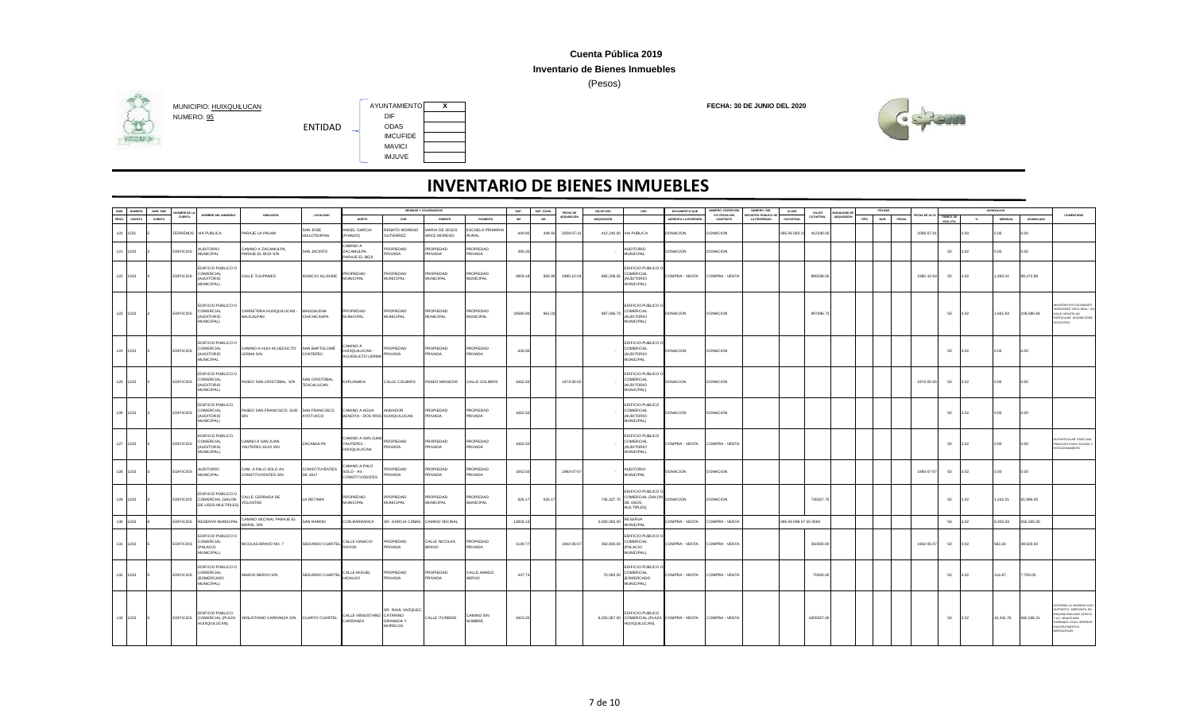**Cuenta Pública 2019**

**Inventario de Bienes Inmuebles**

(Pesos)

MUNICIPIO: HUIXQUILUCAN

NUMERO: 95

ENTIDAD

| | |
|---|---|
| AYUNTAMIENTO | X |
| DIF | |
| ODAS | |
| IMCUFIDE | |
| MAVICI | |
| IMJUVE | |

**FECHA: 30 DE JUNIO DEL 2020**

# INVENTARIO DE BIENES INMUEBLES

| NUM PROG | NUMERO CUENTA | NUM. SUB CUENTA | NOMBRE DE LA CUENTA | NOMBRE DEL INMUEBLE | UBICACION | LOCALIDAD | NORTE | SUR | ORIENTE | PONIENTE | SUP. M2 | SUP. CONS. M2 | FECHA DE ADQUISICIÓN | VALOR DEL ADQUISICION | USO | DOCUMENTO QUE ACREDITA LA POSESIÓN | NUMERO ESCRITURA Y/O FECHA DEL CONTRATO | NUMERO DEL REGISTRO PÚBLICO DE LA PROPIEDAD | CLAVE CATASTRAL | VALOR CATASTRAL | MODALIDAD DE ADQUISICIÓN | PÓLIZAS TIPO | PÓLIZAS NUM | PÓLIZAS FECHA | FECHA DE ALTA | TIEMPO DE VIDA ÚTIL | % | DEPRECIACIÓN MENSUAL | DEPRECIACIÓN ACUMULADA | COMENTARIO |
|---|---|---|---|---|---|---|---|---|---|---|---|---|---|---|---|---|---|---|---|---|---|---|---|---|---|---|---|---|---|---|
| 120 | 1231 | 5 | TERRENOS | VIA PUBLICA | PARAJE LA PALMA | SAN JOSE HUILOTEAPAN | ANGEL GARCIA (FINADO) | RENATO MORENO GUTIERREZ | MARIA DE JESUS ARCE MORENO | ESCUELA PRIMARIA RURAL | 449.92 | 449.92 | 2009-07-31 | 412,240.00 | VIA PUBLICA | DONACION | DONACION | | 095 06 083 24 | 412240.00 | | | | | 2009-07-31 | | 0.00 | 0.00 | 0.00 | |
| 121 | 1233 | 3 | EDIFICIOS | AUDITORIO MUNICIPAL | CAMINO A ZACAMULPA, PARAJE EL BOJI S/N | SAN JACINTO | CAMINO A ZACAMULPA PARAJE EL BOJI | PROPIEDAD PRIVADA | PROPIEDAD PRIVADA | PROPIEDAD PRIVADA | 495.00 | | | - | AUDITORIO MUNICIPAL | DONACION | DONACION | | | | | | | | | 50 | 0.02 | 0.00 | 0.00 | |
| 122 | 1233 | 3 | EDIFICIOS | EDIFICIO PUBLICO O COMERCIAL (AUDITORIO MUNICIPAL) | CALLE TULIPANES | IGNACIO ALLENDE | PROPIEDAD MUNICIPAL | PROPIEDAD MUNICIPAL | PROPIEDAD MUNICIPAL | PROPIEDAD MUNICIPAL | 4959.18 | 858.95 | 1995-12-04 | 895,208.05 | EDIFICIO PUBLICO O COMERCIAL (AUDITORIO MUNICIPAL) | COMPRA - VENTA | COMPRA - VENTA | | | 895208.05 | | | | | 1995-12-04 | 50 | 0.02 | 1,492.01 | 98,472.89 | |
| 123 | 1233 | 3 | EDIFICIOS | EDIFICIO PUBLICO O COMERCIAL (AUDITORIO MUNICIPAL) | CARRETERA HUIXQUILUCAN - NAUCALPAN | MAGDALENA CHICHICASPA | PROPIEDAD MUNICIPAL | PROPIEDAD MUNICIPAL | PROPIEDAD MUNICIPAL | PROPIEDAD MUNICIPAL | 24590.00 | 861.03 | | 997,096.73 | EDIFICIO PUBLICO O COMERCIAL (AUDITORIO MUNICIPAL) | DONACION | DONACION | | | 997096.73 | | | | | | 50 | 0.02 | 1,661.83 | 109,680.64 | INVASIÓN POR COLINDANTE "HORIZONTE VISTA REAL" EN CALLE VIOLETA, UN PARTICULAR ACONDICIONÓ JAULONES |
| 124 | 1233 | 3 | EDIFICIOS | EDIFICIO PUBLICO O COMERCIAL (AUDITORIO MUNICIPAL | CAMINO A HUIX ACUEDUCTO LERMA S/N | SAN BARTOLOMÉ COATEPEC | CAMINO A HUIXQUILUCAN - ACUEDUCTO LERMA | PROPIEDAD PRIVADA | PROPIEDAD PRIVADA | PROPIEDAD PRIVADA | 930.00 | | | - | EDIFICIO PUBLICO O COMERCIAL (AUDITORIO MUNICIPAL | DONACION | DONACION | | | | | | | | | 50 | 0.02 | 0.00 | 0.00 | |
| 125 | 1233 | 3 | EDIFICIOS | EDIFICIO PUBLICO O COMERCIAL (AUDITORIO MUNICIPAL) | PASEO SAN CRISTÓBAL S/N | SAN CRISTÓBAL TEXCALUCAN | EXPLANADA | CALLE COLIBRIS | PASEO MIRADOR | CALLE COLIBRIS | 1062.50 | | 1973-05-05 | - | EDIFICIO PUBLICO O COMERCIAL (AUDITORIO MUNICIPAL) | DONACION | DONACION | | | | | | | | 1973-05-05 | 50 | 0.02 | 0.00 | 0.00 | |
| 126 | 1233 | 3 | EDIFICIOS | EDIFICIO PUBLICO COMERCIAL (AUDITORIO MUNICIPAL) | PASEO SAN FRANCISCO, SUR. S/N | SAN FRANCISCO AYOTUXCO | CAMINO A AGUA BENDITA - DOS RIOS | ANDADOR HUIXQUILUCAN | PROPIEDAD PRIVADA | PROPIEDAD PRIVADA | 1062.50 | | | - | EDIFICIO PUBLICO COMERCIAL (AUDITORIO MUNICIPAL) | DONACION | DONACION | | | | | | | | | 50 | 0.02 | 0.00 | 0.00 | |
| 127 | 1233 | 3 | EDIFICIOS | EDIFICIO PUBLICO COMERCIAL (AUDITORIO MUNICIPAL) | CAMINO A SAN JUAN YAUTEPEC-HUIX S/N | ZACAMULPA | CAMINO A SAN JUAN YAUTEPEC - HUIXQUILUCAN | PROPIEDAD PRIVADA | PROPIEDAD PRIVADA | PROPIEDAD PRIVADA | 1062.50 | | | - | EDIFICIO PUBLICO COMERCIAL (AUDITORIO MUNICIPAL) | COMPRA - VENTA | COMPRA - VENTA | | | | | | | | | 50 | 0.02 | 0.00 | 0.00 | UN PARTICULAR TOMÓ UNA FRACCIÓN COMO ACCESO Y ESTACIONAMIENTO |
| 128 | 1233 | 3 | EDIFICIOS | AUDITORIO MUNICIPAL | CAM. A PALO SOLO AV. CONSTITUYENTES S/N | CONSTITUYENTES DE 1917 | CAMINO A PALO SOLO - AV. CONSTITUYENTES | PROPIEDAD PRIVADA | PROPIEDAD PRIVADA | PROPIEDAD PRIVADA | 1062.50 | | 1993-07-07 | - | AUDITORIO MUNICIPAL | DONACION | DONACION | | | | | | | | 1993-07-07 | 50 | 0.02 | 0.00 | 0.00 | |
| 129 | 1233 | 3 | EDIFICIOS | EDIFICIO PUBLICO O COMERCIAL (SALON DE USOS MULTIPLES) | CALLE CERRADA DE VOLUNTAD | LA RETAMA | PROPIEDAD MUNICIPAL | PROPIEDAD MUNICIPAL | PROPIEDAD MUNICIPAL | PROPIEDAD MUNICIPAL | 626.17 | 626.17 | | 745,327.70 | EDIFICIO PUBLICO O COMERCIAL (SALON DE USOS MULTIPLES) | DONACION | DONACION | | | 745327.70 | | | | | | 50 | 0.02 | 1,242.21 | 81,986.05 | |
| 130 | 1233 | 9 | EDIFICIOS | RESERVA MUNICIPAL | CAMINO VECINAL PARAJE EL MORAL S/N | SAN RAMON | CON BARRANCA | SR. GARCIA CAÑAS | CAMINO VECINAL | | 13006.13 | | | 5,000,000.00 | RESERVA MUNICIPAL | COMPRA - VENTA | COMPRA - VENTA | | 095 06 098 07 00 0000 | | | | | | | 50 | 0.02 | 8,333.33 | 650,000.00 | |
| 131 | 1233 | 5 | EDIFICIOS | EDIFICIO PUBLICO O COMERCIAL (PALACIO MUNICIPAL) | NICOLAS BRAVO NO. 7 | SEGUNDO CUARTEL | CALLE IGNACIO RAYON | PROPIEDAD PRIVADA | CALLE NICOLAS BRAVO | PROPIEDAD PRIVADA | 1139.77 | | 1942-05-07 | 350,000.00 | EDIFICIO PUBLICO O COMERCIAL (PALACIO MUNICIPAL) | COMPRA - VENTA | COMPRA - VENTA | | | 350000.00 | | | | | 1942-05-07 | 50 | 0.02 | 583.33 | 38,500.00 | |
| 132 | 1233 | 5 | EDIFICIOS | EDIFICIO PUBLICO O COMERCIAL (EXMERCADO MUNICIPAL) | AMADO NERVO S/N | SEGUNDO CUARTEL | CALLE MIGUEL HIDALGO | PROPIEDAD PRIVADA | PROPIEDAD PRIVADA | CALLE AMADO NERVO | 447.74 | | | 70,000.00 | EDIFICIO PUBLICO O COMERCIAL (EXMERCADO MUNICIPAL) | COMPRA - VENTA | COMPRA - VENTA | | | 70000.00 | | | | | | 50 | 0.02 | 116.67 | 7,700.00 | |
| 133 | 1233 | 5 | EDIFICIOS | EDIFICIO PUBLICO COMERCIAL (PLAZA HUIXQUILUCAN). | VENUSTIANO CARRANZA S/N | CUARTO CUARTEL | CALLE VENUSTIANO CARRANZA | SR. RAUL VAZQUEZ, CATARINO GRANADA Y MORELOS | CALLE ITURBIDE | CAMINO SIN NOMBRE | 3423.25 | | | 6,205,057.00 | EDIFICIO PUBLICO COMERCIAL (PLAZA HUIXQUILUCAN). | COMPRA - VENTA | COMPRA - VENTA | | | 6205057.00 | | | | | | 50 | 0.02 | 10,341.76 | 682,556.27 | CONTINÚA LA INVASIÓN CON UN PUESTO MERCANTIL EN ESQUINA EMILIANO ZAPATA Y AV. VENUSTIANO CARRANZA; EN EL INTERIOR EXISTEN PUESTOS MERCANTILES |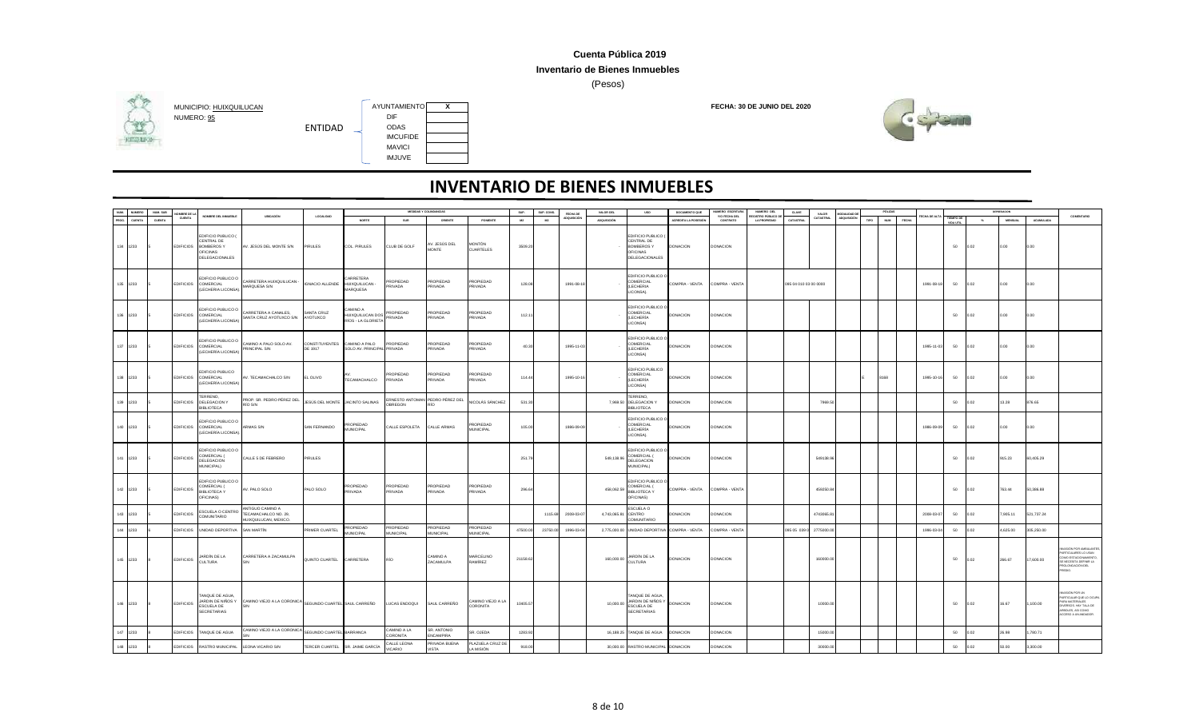**Cuenta Pública 2019**

**Inventario de Bienes Inmuebles**

(Pesos)

MUNICIPIO: HUIXQUILUCAN

NUMERO: 95

ENTIDAD

| | |
|---|---|
| AYUNTAMIENTO | X |
| DIF | |
| ODAS | |
| IMCUFIDE | |
| MAVICI | |
| IMJUVE | |

**FECHA: 30 DE JUNIO DEL 2020**

# INVENTARIO DE BIENES INMUEBLES

| NUM. PROG. | NUMERO CUENTA | NUM. SUB CUENTA | NOMBRE DE LA CUENTA | NOMBRE DEL INMUEBLE | UBICACION | LOCALIDAD | MEDIDAS Y COLINDANCIAS NORTE | SUR | ORIENTE | PONIENTE | SUP. M2 | SUP. CONS. M2 | FECHA DE ADQUISICION | VALOR DEL ADQUISICION | USO | DOCUMENTO QUE ACREDITA LA POSESION | NUMERO ESCRITURA Y/O FECHA DEL CONTRATO | NUMERO DEL REGISTRO PUBLICO DE LA PROPIEDAD | CLAVE CATASTRAL | VALOR CATASTRAL | MODALIDAD DE ADQUISICION | PÓLIZAS TIPO | NUM | FECHA | FECHA DE ALTA | DEPRECIACION TIEMPO DE VIDA UTIL | % | MENSUAL | ACUMULADA | COMENTARIO |
|---|---|---|---|---|---|---|---|---|---|---|---|---|---|---|---|---|---|---|---|---|---|---|---|---|---|---|---|---|---|---|
| 134 | 1233 | 5 | EDIFICIOS | EDIFICIO PUBLICO ( CENTRAL DE BOMBEROS Y OFICINAS DELEGACIONALES | AV. JESUS DEL MONTE S/N | PIRULES | COL. PIRULES | CLUB DE GOLF | AV. JESUS DEL MONTE | MONTÓN CUARTELES | 3509.20 | | | - | EDIFICIO PUBLICO ( CENTRAL DE BOMBEROS Y OFICINAS DELEGACIONALES | DONACION | DONACION | | | | | | | | | 50 | 0.02 | 0.00 | 0.00 | |
| 135 | 1233 | 5 | EDIFICIOS | EDIFICIO PUBLICO O COMERCIAL (LECHERIA LICONSA) | CARRETERA HUIXQUILUCAN - MARQUESA S/N | IGNACIO ALLENDE | CARRETERA HUIXQUILUCAN - MARQUESA | PROPIEDAD PRIVADA | PROPIEDAD PRIVADA | PROPIEDAD PRIVADA | 128.06 | | 1991-08-18 | - | EDIFICIO PUBLICO O COMERCIAL (LECHERIA LICONSA) | COMPRA - VENTA | COMPRA - VENTA | | 095 04 010 03 00 0000 | | | | | | 1991-08-18 | 50 | 0.02 | 0.00 | 0.00 | |
| 136 | 1233 | 5 | EDIFICIOS | EDIFICIO PUBLICO O COMERCIAL (LECHERIA LICONSA) | CARRETERA A CANALES, SANTA CRUZ AYOTUXCO S/N | SANTA CRUZ AYOTUXCO | CAMINO A HUIXQUILUCAN DOS RIOS - LA GLORIETA | PROPIEDAD PRIVADA | PROPIEDAD PRIVADA | PROPIEDAD PRIVADA | 112.11 | | | - | EDIFICIO PUBLICO O COMERCIAL (LECHERIA LICONSA) | DONACION | DONACION | | | | | | | | | 50 | 0.02 | 0.00 | 0.00 | |
| 137 | 1233 | 5 | EDIFICIOS | EDIFICIO PUBLICO O COMERCIAL (LECHERIA LICONSA) | CAMINO A PALO SOLO AV. PRINCIPAL S/N | CONSTITUYENTES DE 1917 | CAMINO A PALO SOLO AV. PRINCIPAL | PROPIEDAD PRIVADA | PROPIEDAD PRIVADA | PROPIEDAD PRIVADA | 40.30 | | 1995-11-03 | - | EDIFICIO PUBLICO O COMERCIAL (LECHERIA LICONSA) | DONACION | DONACION | | | | | | | | 1995-11-03 | 50 | 0.02 | 0.00 | 0.00 | |
| 138 | 1233 | 5 | EDIFICIOS | EDIFICIO PUBLICO COMERCIAL (LECHERIA LICONSA) | AV. TECAMACHALCO S/N | EL OLIVO | AV. TECAMACHALCO | PROPIEDAD PRIVADA | PROPIEDAD PRIVADA | PROPIEDAD PRIVADA | 114.44 | | 1995-10-16 | - | EDIFICIO PUBLICO COMERCIAL (LECHERIA LICONSA) | DONACION | DONACION | | | | | E | 0168 | | 1995-10-16 | 50 | 0.02 | 0.00 | 0.00 | |
| 139 | 1233 | 5 | EDIFICIOS | TERRENO, DELEGACION Y BIBLIOTECA | PROP. SR. PEDRO PEREZ DEL RIO S/N | JESUS DEL MONTE | JACINTO SALINAS | ERNESTO ANTONIAN OBREGON | PEDRO PEREZ DEL RIO | NICOLAS SANCHEZ | 531.38 | | | 7,968.50 | TERRENO, DELEGACION Y BIBLIOTECA | DONACION | DONACION | | | 7968.50 | | | | | | 50 | 0.02 | 13.28 | 876.65 | |
| 140 | 1233 | 5 | EDIFICIOS | EDIFICIO PUBLICO O COMERCIAL (LECHERIA LICONSA) | ARMAS S/N | SAN FERNANDO | PROPIEDAD MUNICIPAL | CALLE ESPOLETA | CALLE ARMAS | PROPIEDAD MUNICIPAL | 105.00 | | 1986-09-09 | - | EDIFICIO PUBLICO O COMERCIAL (LECHERIA LICONSA) | DONACIÓN | DONACION | | | | | | | | 1986-09-09 | 50 | 0.02 | 0.00 | 0.00 | |
| 141 | 1233 | 5 | EDIFICIOS | EDIFICIO PUBLICO O COMERCIAL ( DELEGACION MUNICIPAL) | CALLE 5 DE FEBRERO | PIRULES | | | | | 251.78 | | | 549,138.96 | EDIFICIO PUBLICO O COMERCIAL ( DELEGACION MUNICIPAL) | DONACION | DONACION | | | 549138.96 | | | | | | 50 | 0.02 | 915.23 | 60,405.29 | |
| 142 | 1233 | 5 | EDIFICIOS | EDIFICIO PUBLICO O COMERCIAL ( BIBLIOTECA Y OFICINAS) | AV. PALO SOLO | PALO SOLO | PROPIEDAD PRIVADA | PROPIEDAD PRIVADA | PROPIEDAD PRIVADA | PROPIEDAD PRIVADA | 296.64 | | | 458,062.84 | EDIFICIO PUBLICO O COMERCIAL ( BIBLIOTECA Y OFICINAS) | COMPRA - VENTA | COMPRA - VENTA | | | 458062.84 | | | | | | 50 | 0.02 | 763.44 | 50,386.88 | |
| 143 | 1233 | 5 | EDIFICIOS | ESCUELA O CENTRO COMUNITARIO | ANTIGUO CAMINO A TECAMACHALCO NO. 28, HUIXQUILUCAN, MEXICO. | | | | | | | 1115.69 | 2008-03-07 | 4,743,065.91 | ESCUELA O CENTRO COMUNITARIO | DONACION | DONACION | | | 4743065.91 | | | | | 2008-03-07 | 50 | 0.02 | 7,905.11 | 521,737.24 | |
| 144 | 1233 | 5 | EDIFICIOS | UNIDAD DEPORTIVA | SAN MARTIN | PRIMER CUARTEL | PROPIEDAD MUNICIPAL | PROPIEDAD MUNICIPAL | PROPIEDAD MUNICIPAL | PROPIEDAD MUNICIPAL | 47500.00 | 23750.00 | 1986-03-04 | 2,775,000.00 | UNIDAD DEPORTIVA | COMPRA - VENTA | COMPRA - VENTA | | 095 05 039 0 | 2775000.00 | | | | | 1986-03-04 | 50 | 0.02 | 4,625.00 | 305,250.00 | |
| 145 | 1233 | 8 | EDIFICIOS | JARDIN DE LA CULTURA | CARRETERA A ZACAMULPA S/N | QUINTO CUARTEL | CARRETERA | RIO | CAMINO A ZACAMULPA | MARCELINO RAMIREZ | 21158.62 | | | 160,000.00 | JARDIN DE LA CULTURA | DONACION | DONACION | | | 160000.00 | | | | | | 50 | 0.02 | 266.67 | 17,600.00 | INVASIÓN POR AMBULANTES, PARTICULARES LO USAN COMO ESTACIONAMIENTO, SE NECESITA DEFINIR LA PROLONGACION DEL PREDIO. |
| 146 | 1233 | 8 | EDIFICIOS | TANQUE DE AGUA, JARDIN DE NIÑOS Y ESCUELA DE SECRETARIAS | CAMINO VIEJO A LA CORONICA S/N | SEGUNDO CUARTEL | SAUL CARREÑO | LUCAS ENDOQUI | SAUL CARREÑO | CAMINO VIEJO A LA CORONITA | 10805.57 | | | 10,000.00 | TANQUE DE AGUA, JARDIN DE NIÑOS Y ESCUELA DE SECRETARIAS | DONACION | DONACION | | | 10000.00 | | | | | | 50 | 0.02 | 16.67 | 1,100.00 | INVASIÓN POR UN PARTICULAR QUE LO OCUPA PARA MATERIALES DIVERSOS, HAY TALA DE ARBOLES, SIN COMO ACCESO A UN ANDADOR. |
| 147 | 1233 | 8 | EDIFICIOS | TANQUE DE AGUA | CAMINO VIEJO A LA CORONICA S/N | SEGUNDO CUARTEL | BARRANCA | CAMINO A LA CORONITA | SR. ANTONIO ENCAMPIRA | SR. CUEDA | 1283.92 | | | 16,188.25 | TANQUE DE AGUA | DONACION | DONACION | | | 15000.00 | | | | | | 50 | 0.02 | 26.98 | 1,780.71 | |
| 148 | 1233 | 8 | EDIFICIOS | RASTRO MUNICIPAL | LEONA VICARIO S/N | TERCER CUARTEL | SR. JAIME GARCIA | CALLE LEONA VICARIO | PRIVADA BUENA VISTA | PLAZUELA CRUZ DE LA MISION | 919.00 | | | 30,000.00 | RASTRO MUNICIPAL | DONACION | DONACION | | | 30000.00 | | | | | | 50 | 0.02 | 50.00 | 3,300.00 | |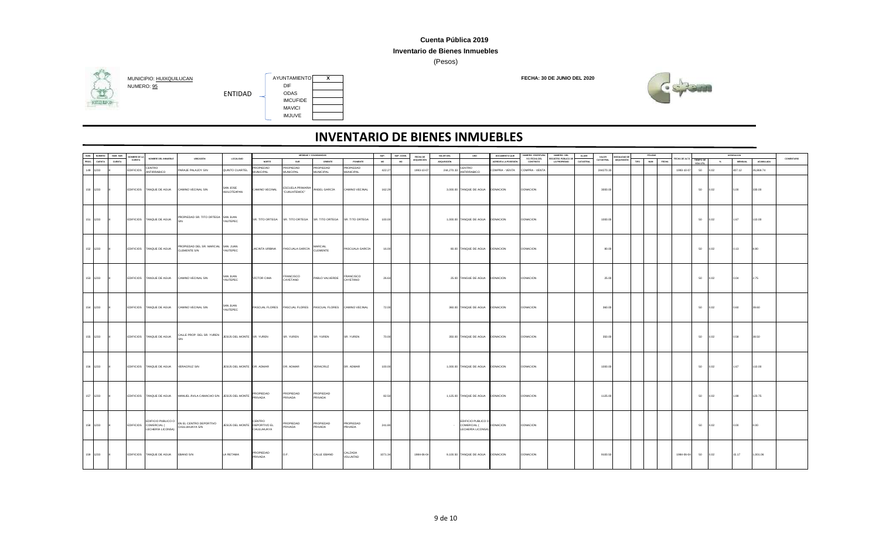**Cuenta Pública 2019**

**Inventario de Bienes Inmuebles**

(Pesos)

MUNICIPIO: HUIXQUILUCAN

NUMERO: 95

ENTIDAD

| | |
|---|---|
| AYUNTAMIENTO | X |
| DIF | |
| ODAS | |
| IMCUFIDE | |
| MAVICI | |
| IMJUVE | |

**FECHA: 30 DE JUNIO DEL 2020**

# INVENTARIO DE BIENES INMUEBLES

| NUM. PROG. | NUMERO CUENTA | NUM. SUB CUENTA | NOMBRE DE LA CUENTA | NOMBRE DEL INMUEBLE | UBICACION | LOCALIDAD | MEDIDAS Y COLINDANCIAS NORTE | SUR | ORIENTE | PONIENTE | SUP. M2 | SUP. CONS. M2 | FECHA DE ADQUISICIÓN | VALOR DEL ADQUISICION | USO | DOCUMENTO QUE ACREDITA LA POSESION | NUMERO ESCRITURA Y/O FECHA DEL CONTRATO | NUMERO DEL REGISTRO PUBLICO DE LA PROPIEDAD | CLAVE CATASTRAL | VALOR CATASTRAL | MODALIDAD DE ADQUISICION | PÓLIZAS TIPO | NUM | FECHA | FECHA DE ALTA | TIEMPO DE VIDA UTIL | DEPRECIACION % | MENSUAL | ACUMULADA | COMENTARIO |
|---|---|---|---|---|---|---|---|---|---|---|---|---|---|---|---|---|---|---|---|---|---|---|---|---|---|---|---|---|---|---|
| 149 | 1233 | 8 | EDIFICIOS | CENTRO ANTIRRABICO | PARAJE PALAJOY S/N | QUINTO CUARTEL | PROPIEDAD MUNICIPAL | PROPIEDAD MUNICIPAL | PROPIEDAD MUNICIPAL | PROPIEDAD MUNICIPAL | 422.27 | | 1993-10-07 | 244,270.33 | CENTRO ANTIRRABICO | COMPRA - VENTA | COMPRA - VENTA | | | 244270.33 | | | | | 1993-10-07 | 50 | 0.02 | 407.12 | 26,869.74 | |
| 150 | 1233 | 8 | EDIFICIOS | TANQUE DE AGUA | CAMINO VECINAL S/N | SAN JOSE HUILOTEAPAN | CAMINO VECINAL | ESCUELA PRIMARIA "CUAUHTEMOC" | ANGEL GARCÍA | CAMINO VECINAL | 162.29 | | | 3,000.00 | TANQUE DE AGUA | DONACION | DONACION | | | 3000.00 | | | | | | 50 | 0.02 | 5.00 | 330.00 | |
| 151 | 1233 | 8 | EDIFICIOS | TANQUE DE AGUA | PROPIEDAD SR. TITO ORTEGA S/N | SAN JUAN YAUTEPEC | SR. TITO ORTEGA | SR. TITO ORTEGA | SR. TITO ORTEGA | SR. TITO ORTEGA | 100.00 | | | 1,000.00 | TANQUE DE AGUA | DONACIÓN | DONACION | | | 1000.00 | | | | | | 50 | 0.02 | 1.67 | 110.00 | |
| 152 | 1233 | 8 | EDIFICIOS | TANQUE DE AGUA | PROPIEDAD DEL SR. MARCIAL CLEMENTE S/N | SAN JUAN YAUTEPEC | JACINTA URBINA | PASCUALA GARCÍA | MARCIAL CLEMENTE | PASCUALA GARCÍA | 16.00 | | | 80.00 | TANQUE DE AGUA | DONACION | DONACION | | | 80.00 | | | | | | 50 | 0.02 | 0.13 | 8.80 | |
| 153 | 1233 | 8 | EDIFICIOS | TANQUE DE AGUA | CAMINO VECINAL S/N | SAN JUAN YAUTEPEC | VICTOR CIMA | FRANCISCO CAYETANO | PABLO VALVERDE | FRANCISCO CAYETANO | 26.63 | | | 25.00 | TANQUE DE AGUA | DONACION | DONACION | | | 25.00 | | | | | | 50 | 0.02 | 0.04 | 2.75 | |
| 154 | 1233 | 8 | EDIFICIOS | TANQUE DE AGUA | CAMINO VECINAL S/N | SAN JUAN YAUTEPEC | PASCUAL FLORES | PASCUAL FLORES | PASCUAL FLORES | CAMINO VECINAL | 72.00 | | | 360.00 | TANQUE DE AGUA | DONACION | DONACION | | | 360.00 | | | | | | 50 | 0.02 | 0.60 | 39.60 | |
| 155 | 1233 | 8 | EDIFICIOS | TANQUE DE AGUA | CALLE PROP. DEL SR. YUREN S/N | JESUS DEL MONTE | SR. YUREN | SR. YUREN | SR. YUREN | SR. YUREN | 70.00 | | | 350.00 | TANQUE DE AGUA | DONACION | DONACION | | | 350.00 | | | | | | 50 | 0.02 | 0.58 | 38.50 | |
| 156 | 1233 | 8 | EDIFICIOS | TANQUE DE AGUA | VERACRUZ S/N | JESUS DEL MONTE | DR. ADMAR | DR. ADMAR | VERACRUZ | DR. ADMAR | 100.00 | | | 1,000.00 | TANQUE DE AGUA | DONACION | DONACION | | | 1000.00 | | | | | | 50 | 0.02 | 1.67 | 110.00 | |
| 157 | 1233 | 8 | EDIFICIOS | TANQUE DE AGUA | MANUEL ÁVILA CAMACHO S/N | JESUS DEL MONTE | PROPIEDAD PRIVADA | PROPIEDAD PRIVADA | PROPIEDAD PRIVADA | | 82.50 | | | 1,125.00 | TANQUE DE AGUA | DONACION | DONACION | | | 1125.00 | | | | | | 50 | 0.02 | 1.88 | 123.75 | |
| 158 | 1233 | 8 | EDIFICIOS | EDIFICIO PUBLICO O COMERCIAL ( LECHERÍA LICONSA) | EN EL CENTRO DEPORTIVO CHULUHUAYA S/N | JESUS DEL MONTE | CENTRO DEPORTIVO EL CHULUHUAYA | PROPIEDAD PRIVADA | PROPIEDAD PRIVADA | PROPIEDAD PRIVADA | 241.60 | | | - | EDIFICIO PUBLICO O COMERCIAL ( LECHERÍA LICONSA) | DONACION | DONACION | | | | | | | | | 50 | 0.02 | 0.00 | 0.00 | |
| 159 | 1233 | 8 | EDIFICIOS | TANQUE DE AGUA | EBANO S/N | LA RETAMA | PROPIEDAD PRIVADA | D.F. | CALLE EBANO | CALZADA VOLUNTAD | 1071.34 | | 1984-06-04 | 9,100.50 | TANQUE DE AGUA | DONACION | DONACION | | | 9100.50 | | | | | 1984-06-04 | 50 | 0.02 | 15.17 | 1,001.06 | |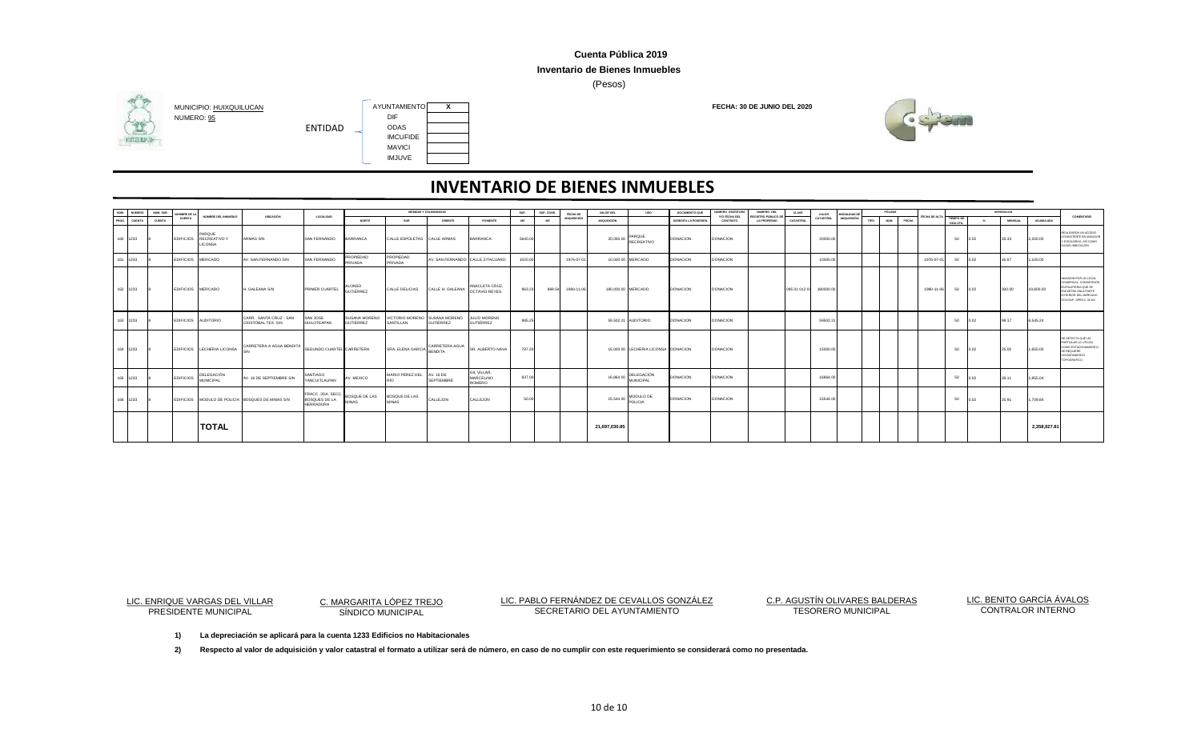**Cuenta Pública 2019**

**Inventario de Bienes Inmuebles**

(Pesos)

MUNICIPIO: HUIXQUILUCAN

NUMERO: 95

ENTIDAD

| | |
|---|---|
| AYUNTAMIENTO | X |
| DIF | |
| ODAS | |
| IMCUFIDE | |
| MAVICI | |
| IMJUVE | |

**FECHA: 30 DE JUNIO DEL 2020**

# INVENTARIO DE BIENES INMUEBLES

| NUM PROG. | NUMERO CUENTA | NUM. SUB CUENTA | NOMBRE DE LA CUENTA | NOMBRE DEL INMUEBLE | UBICACION | LOCALIDAD | MEDIDAS Y COLINDANCIAS NORTE | SUR | ORIENTE | PONIENTE | SUP. M2 | SUP. CONS. M2 | FECHA DE ADQUISICIÓN | VALOR DEL ADQUISICION | USO | DOCUMENTO QUE ACREDITA LA POSESION | NUMERO ESCRITURA Y/O FECHA DEL CONTRATO | NUMERO DEL REGISTRO PUBLICO DE LA PROPIEDAD | CLAVE CATASTRAL | VALOR CATASTRAL | MODALIDAD DE ADQUISICION | PÓLIZAS TIPO | NUM | FECHA | FECHA DE ALTA | DEPRECIACION TIEMPO DE VIDA UTIL | % | MENSUAL | ACUMULADA | COMENTARIO |
|---|---|---|---|---|---|---|---|---|---|---|---|---|---|---|---|---|---|---|---|---|---|---|---|---|---|---|---|---|---|---|
| 160 | 1233 | 8 | EDIFICIOS | PARQUE RECREATIVO Y LICONSA | ARMAS S/N | SAN FERNANDO | BARRANCA | CALLE ESPOLETAS | CALLE ARMAS | BARRANCA | 5640.00 | | | 20,000.00 | PARQUE RECREATIVO | DONACION | DONACION | | | 20000.00 | | | | | | 50 | 0.02 | 33.33 | 2,200.00 | REALIZARON UN ACCESO CLANDESTINO EN ANDADOR Y ESCALERAS, ASI COMO CASAS HABITACIÓN. |
| 161 | 1233 | 8 | EDIFICIOS | MERCADO | AV. SAN FERNANDO S/N | SAN FERNANDO | PROPIEDAD PRIVADA | PROPIEDAD PRIVADA | AV. SAN FERNANDO | CALLE ZITACUARO | 1020.00 | | 1976-07-01 | 10,000.00 | MERCADO | DONACION | DONACION | | | 10000.00 | | | | | 1976-07-01 | 50 | 0.02 | 16.67 | 1,100.00 | |
| 162 | 1233 | 8 | EDIFICIOS | MERCADO | H. GALEANA S/N | PRIMER CUARTEL | ALONSO GUTIERREZ | CALLE DELICIAS | CALLE H. GALEANA | ANACLETA CRUZ, OCTAVIO REYES | 963.23 | 869.54 | 1980-11-06 | 180,000.00 | MERCADO | DONACION | DONACION | | 095 01 012 04 | 180000.00 | | | | | 1980-11-06 | 50 | 0.02 | 300.00 | 19,800.00 | INVASION POR UN LOCAL COMERCIAL, CONSISTENTE EN PALETERIA QUE SE ENCUENTRA EN LA PARTE EXTERIOR DEL MERCADO CON SUP. APROX. 36 M2 |
| 163 | 1233 | 8 | EDIFICIOS | AUDITORIO | CARR. SANTA CRUZ - SAN CRISTOBAL TEX. S/N | SAN JOSÉ HUILOTEAPAN | SUSANA MORENO GUTIERREZ | VICTORIO MORENO SANTILLAN | SUSANA MORENO GUTIERREZ | JULIO MORENO GUTIERREZ | 965.25 | | | 59,502.21 | AUDITORIO | DONACION | DONACION | | | 59502.21 | | | | | | 50 | 0.02 | 99.17 | 6,545.24 | |
| 164 | 1233 | 8 | EDIFICIOS | LECHERIA LICONSA | CARRETERA A AGUA BENDITA S/N | SEGUNDO CUARTEL | CARRETERA | SRA. ELENA GARCIA | CARRETERA AGUA BENDITA | SR. ALBERTO NAVA | 787.20 | | | 15,000.00 | LECHERIA LICONSA | DONACION | DONACION | | | 15000.00 | | | | | | 50 | 0.02 | 25.00 | 1,650.00 | SE DETECTA QUE UN PARTICULAR LO UTILIZA COMO ESTACIONAMIENTO, SE REQUIERE LEVANTAMIENTO TOPOGRAFICO |
| 165 | 1233 | 8 | EDIFICIOS | DELEGACIÓN MUNICIPAL | AV. 16 DE SEPTIEMBRE S/N | SANTIAGO YANCUITLALPAN | AV. MEXICO | MARIO PEREZ DEL RIO | AV. 16 DE SEPTIEMBRE | GIL VILLAR, MARCELINO ROMERO | 837.00 | | | 16,864.00 | DELEGACIÓN MUNICIPAL | DONACION | DONACION | | | 16864.00 | | | | | | 50 | 0.02 | 28.11 | 1,855.04 | |
| 166 | 1233 | 8 | EDIFICIOS | MODULO DE POLICIA | BOSQUES DE MINAS S/N | FRACC. 2DA. SECC. BOSQUES DE LA HERRADURA | BOSQUE DE LAS MINAS | BOSQUE DE LAS MINAS | CALLEJON | CALLEJON | 50.00 | | | 15,544.00 | MODULO DE POLICIA | DONACION | DONACION | | | 15544.00 | | | | | | 50 | 0.02 | 25.91 | 1,709.84 | |
| | | | **TOTAL** | | | | | | | | | | | **21,697,030.85** | | | | | | | | | | | | | | | **2,358,927.81** | |

LIC. ENRIQUE VARGAS DEL VILLAR
PRESIDENTE MUNICIPAL

C. MARGARITA LÓPEZ TREJO
SÍNDICO MUNICIPAL

LIC. PABLO FERNÁNDEZ DE CEVALLOS GONZÁLEZ
SECRETARIO DEL AYUNTAMIENTO

C.P. AGUSTÍN OLIVARES BALDERAS
TESORERO MUNICIPAL

LIC. BENITO GARCÍA ÁVALOS
CONTRALOR INTERNO

**1) La depreciación se aplicará para la cuenta 1233 Edificios no Habitacionales**

**2) Respecto al valor de adquisición y valor catastral el formato a utilizar será de número, en caso de no cumplir con este requerimiento se considerará como no presentada.**